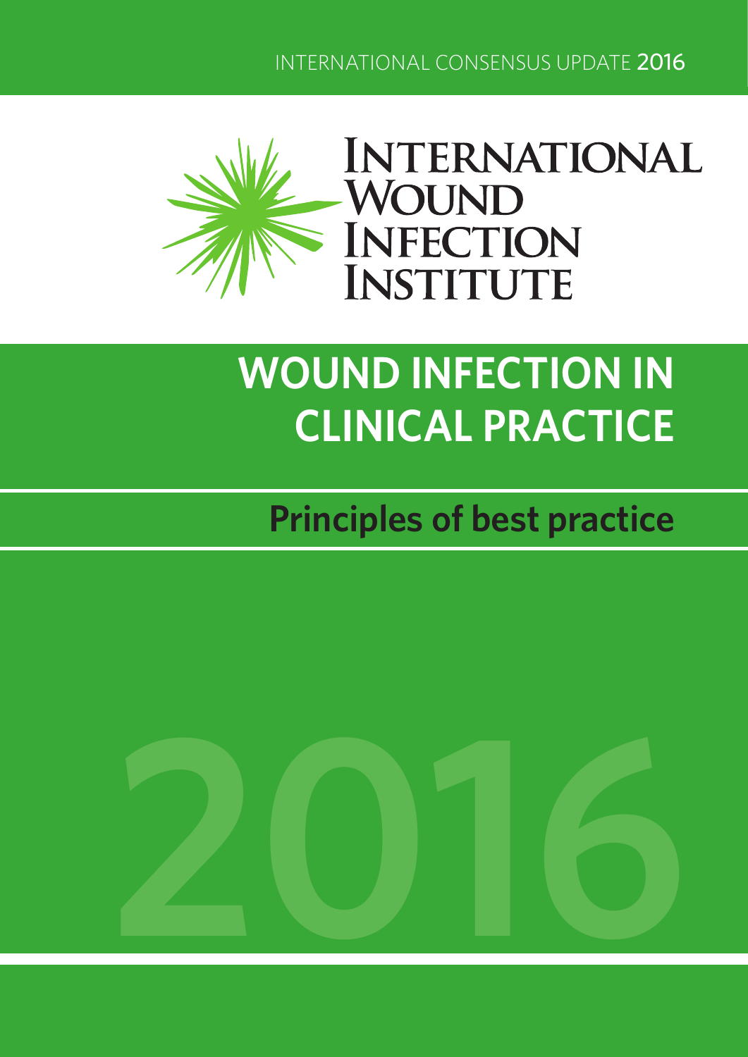INTERNATIONAL CONSENSUS UPDATE 2016

INTERNATIONAL WOUND INFECTION INSTITUTE

# WOUND INFECTION IN CLINICAL PRACTICE

## Principles of best practice

2016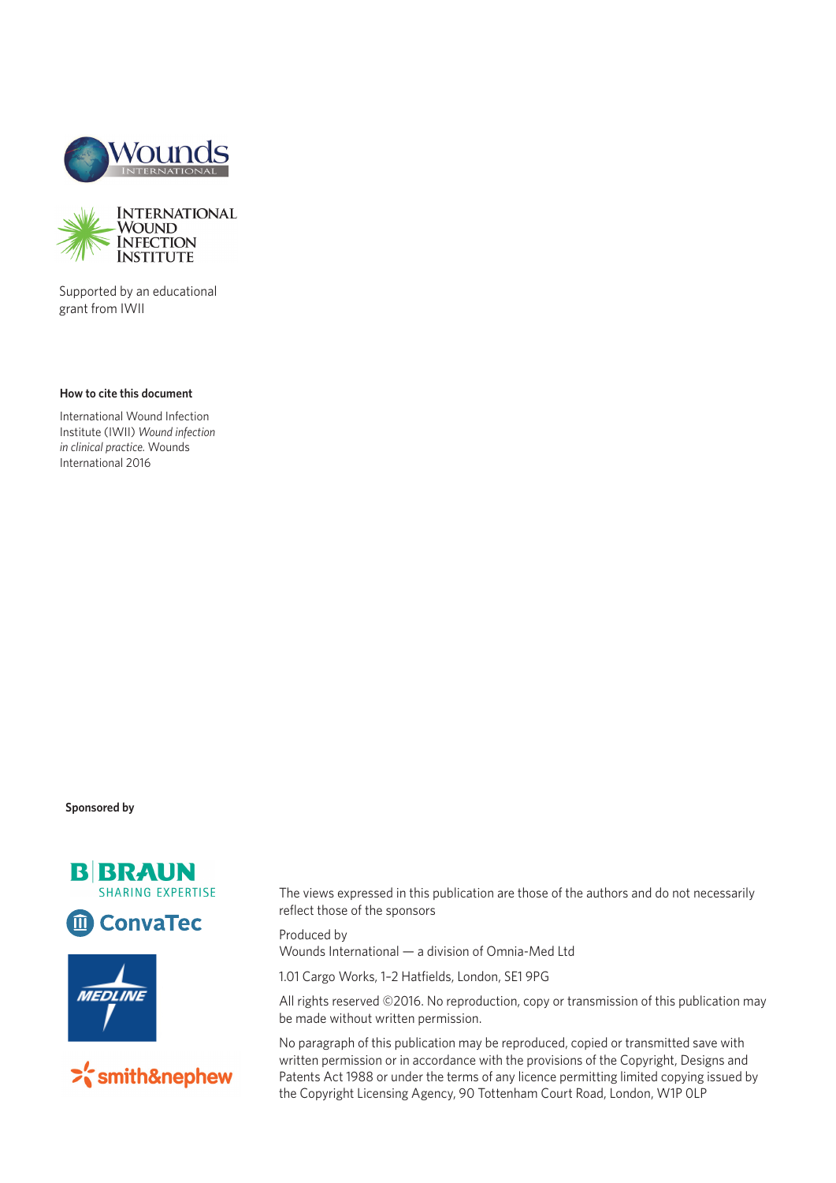Supported by an educational grant from IWII

**How to cite this document**

International Wound Infection Institute (IWII) *Wound infection in clinical practice.* Wounds International 2016

**Sponsored by**

The views expressed in this publication are those of the authors and do not necessarily reflect those of the sponsors

Produced by
Wounds International — a division of Omnia-Med Ltd

1.01 Cargo Works, 1–2 Hatfields, London, SE1 9PG

All rights reserved ©2016. No reproduction, copy or transmission of this publication may be made without written permission.

No paragraph of this publication may be reproduced, copied or transmitted save with written permission or in accordance with the provisions of the Copyright, Designs and Patents Act 1988 or under the terms of any licence permitting limited copying issued by the Copyright Licensing Agency, 90 Tottenham Court Road, London, W1P 0LP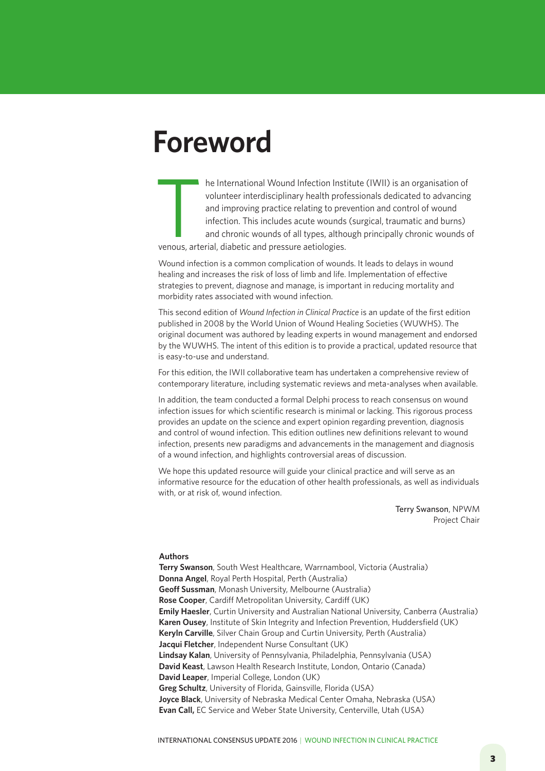# Foreword

The International Wound Infection Institute (IWII) is an organisation of volunteer interdisciplinary health professionals dedicated to advancing and improving practice relating to prevention and control of wound infection. This includes acute wounds (surgical, traumatic and burns) and chronic wounds of all types, although principally chronic wounds of venous, arterial, diabetic and pressure aetiologies.

Wound infection is a common complication of wounds. It leads to delays in wound healing and increases the risk of loss of limb and life. Implementation of effective strategies to prevent, diagnose and manage, is important in reducing mortality and morbidity rates associated with wound infection.

This second edition of *Wound Infection in Clinical Practice* is an update of the first edition published in 2008 by the World Union of Wound Healing Societies (WUWHS). The original document was authored by leading experts in wound management and endorsed by the WUWHS. The intent of this edition is to provide a practical, updated resource that is easy-to-use and understand.

For this edition, the IWII collaborative team has undertaken a comprehensive review of contemporary literature, including systematic reviews and meta-analyses when available.

In addition, the team conducted a formal Delphi process to reach consensus on wound infection issues for which scientific research is minimal or lacking. This rigorous process provides an update on the science and expert opinion regarding prevention, diagnosis and control of wound infection. This edition outlines new definitions relevant to wound infection, presents new paradigms and advancements in the management and diagnosis of a wound infection, and highlights controversial areas of discussion.

We hope this updated resource will guide your clinical practice and will serve as an informative resource for the education of other health professionals, as well as individuals with, or at risk of, wound infection.

Terry Swanson, NPWM
Project Chair

**Authors**

**Terry Swanson**, South West Healthcare, Warrnambool, Victoria (Australia)
**Donna Angel**, Royal Perth Hospital, Perth (Australia)
**Geoff Sussman**, Monash University, Melbourne (Australia)
**Rose Cooper**, Cardiff Metropolitan University, Cardiff (UK)
**Emily Haesler**, Curtin University and Australian National University, Canberra (Australia)
**Karen Ousey**, Institute of Skin Integrity and Infection Prevention, Huddersfield (UK)
**Keryln Carville**, Silver Chain Group and Curtin University, Perth (Australia)
**Jacqui Fletcher**, Independent Nurse Consultant (UK)
**Lindsay Kalan**, University of Pennsylvania, Philadelphia, Pennsylvania (USA)
**David Keast**, Lawson Health Research Institute, London, Ontario (Canada)
**David Leaper**, Imperial College, London (UK)
**Greg Schultz**, University of Florida, Gainsville, Florida (USA)
**Joyce Black**, University of Nebraska Medical Center Omaha, Nebraska (USA)
**Evan Call,** EC Service and Weber State University, Centerville, Utah (USA)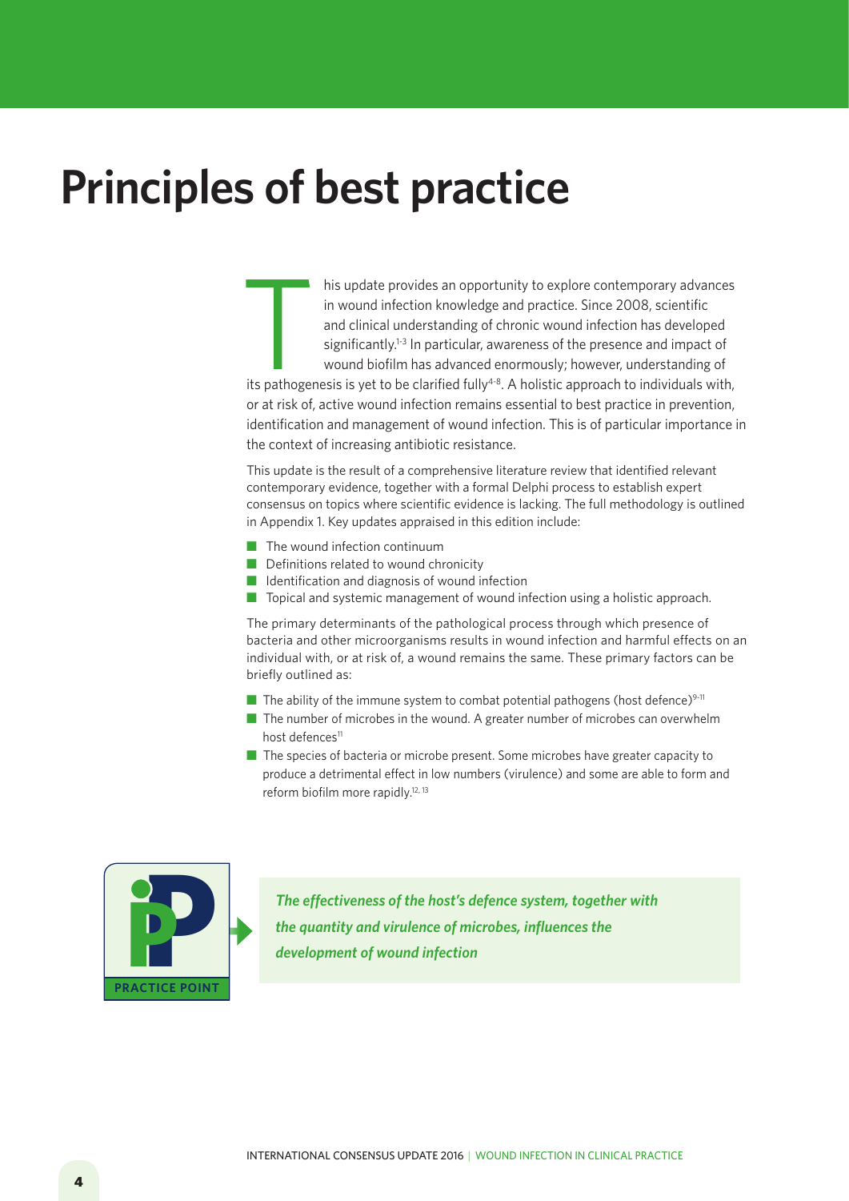# Principles of best practice

This update provides an opportunity to explore contemporary advances in wound infection knowledge and practice. Since 2008, scientific and clinical understanding of chronic wound infection has developed significantly.[1-3] In particular, awareness of the presence and impact of wound biofilm has advanced enormously; however, understanding of its pathogenesis is yet to be clarified fully[4-8]. A holistic approach to individuals with, or at risk of, active wound infection remains essential to best practice in prevention, identification and management of wound infection. This is of particular importance in the context of increasing antibiotic resistance.

This update is the result of a comprehensive literature review that identified relevant contemporary evidence, together with a formal Delphi process to establish expert consensus on topics where scientific evidence is lacking. The full methodology is outlined in Appendix 1. Key updates appraised in this edition include:

- The wound infection continuum
- Definitions related to wound chronicity
- Identification and diagnosis of wound infection
- Topical and systemic management of wound infection using a holistic approach.

The primary determinants of the pathological process through which presence of bacteria and other microorganisms results in wound infection and harmful effects on an individual with, or at risk of, a wound remains the same. These primary factors can be briefly outlined as:

- The ability of the immune system to combat potential pathogens (host defence)[9-11]
- The number of microbes in the wound. A greater number of microbes can overwhelm host defences[11]
- The species of bacteria or microbe present. Some microbes have greater capacity to produce a detrimental effect in low numbers (virulence) and some are able to form and reform biofilm more rapidly.[12, 13]

**PRACTICE POINT**

***The effectiveness of the host's defence system, together with the quantity and virulence of microbes, influences the development of wound infection***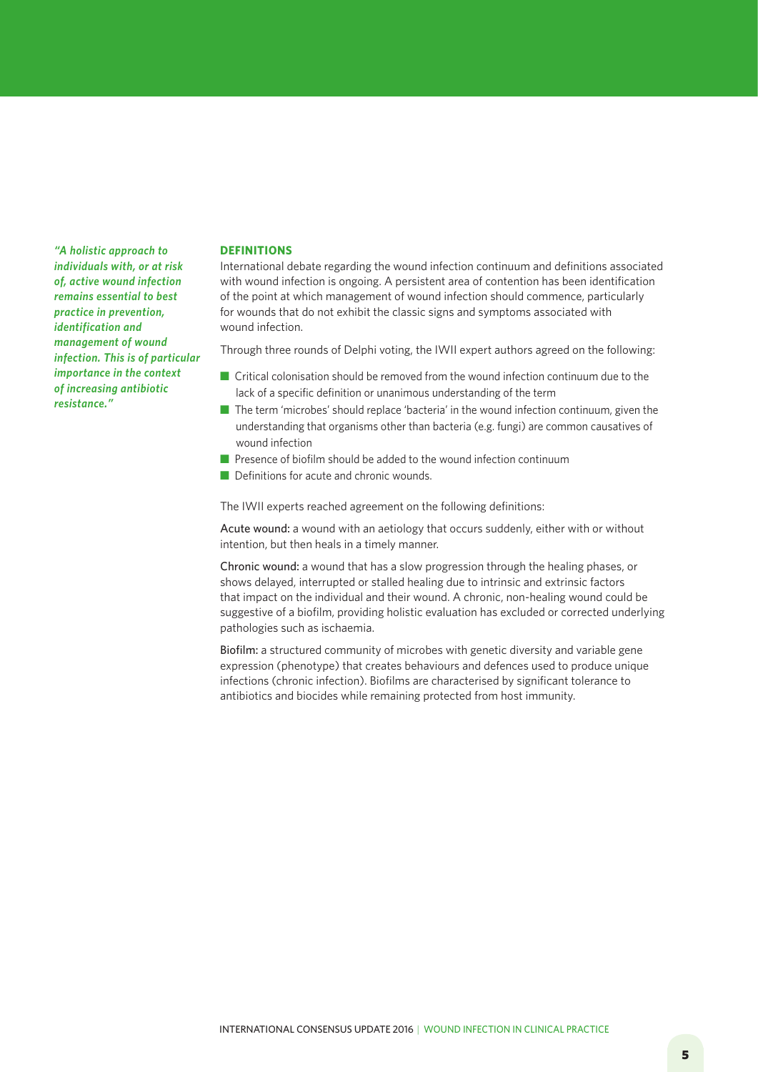*"A holistic approach to individuals with, or at risk of, active wound infection remains essential to best practice in prevention, identification and management of wound infection. This is of particular importance in the context of increasing antibiotic resistance."*

## DEFINITIONS

International debate regarding the wound infection continuum and definitions associated with wound infection is ongoing. A persistent area of contention has been identification of the point at which management of wound infection should commence, particularly for wounds that do not exhibit the classic signs and symptoms associated with wound infection.

Through three rounds of Delphi voting, the IWII expert authors agreed on the following:

- Critical colonisation should be removed from the wound infection continuum due to the lack of a specific definition or unanimous understanding of the term
- The term 'microbes' should replace 'bacteria' in the wound infection continuum, given the understanding that organisms other than bacteria (e.g. fungi) are common causatives of wound infection
- Presence of biofilm should be added to the wound infection continuum
- Definitions for acute and chronic wounds.

The IWII experts reached agreement on the following definitions:

Acute wound: a wound with an aetiology that occurs suddenly, either with or without intention, but then heals in a timely manner.

Chronic wound: a wound that has a slow progression through the healing phases, or shows delayed, interrupted or stalled healing due to intrinsic and extrinsic factors that impact on the individual and their wound. A chronic, non-healing wound could be suggestive of a biofilm, providing holistic evaluation has excluded or corrected underlying pathologies such as ischaemia.

Biofilm: a structured community of microbes with genetic diversity and variable gene expression (phenotype) that creates behaviours and defences used to produce unique infections (chronic infection). Biofilms are characterised by significant tolerance to antibiotics and biocides while remaining protected from host immunity.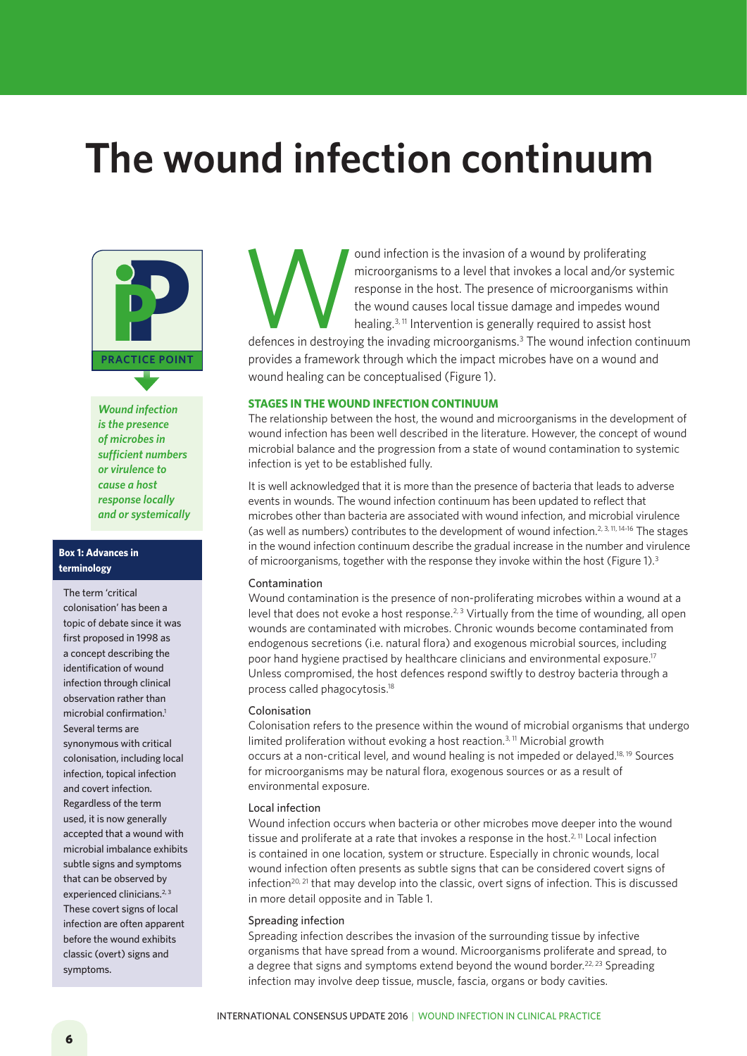# The wound infection continuum

**PRACTICE POINT**

*Wound infection is the presence of microbes in sufficient numbers or virulence to cause a host response locally and or systemically*

**Box 1: Advances in terminology**

The term 'critical colonisation' has been a topic of debate since it was first proposed in 1998 as a concept describing the identification of wound infection through clinical observation rather than microbial confirmation.[1] Several terms are synonymous with critical colonisation, including local infection, topical infection and covert infection. Regardless of the term used, it is now generally accepted that a wound with microbial imbalance exhibits subtle signs and symptoms that can be observed by experienced clinicians.[2,3] These covert signs of local infection are often apparent before the wound exhibits classic (overt) signs and symptoms.

Wound infection is the invasion of a wound by proliferating microorganisms to a level that invokes a local and/or systemic response in the host. The presence of microorganisms within the wound causes local tissue damage and impedes wound healing.[3,11] Intervention is generally required to assist host defences in destroying the invading microorganisms.[3] The wound infection continuum provides a framework through which the impact microbes have on a wound and wound healing can be conceptualised (Figure 1).

## STAGES IN THE WOUND INFECTION CONTINUUM

The relationship between the host, the wound and microorganisms in the development of wound infection has been well described in the literature. However, the concept of wound microbial balance and the progression from a state of wound contamination to systemic infection is yet to be established fully.

It is well acknowledged that it is more than the presence of bacteria that leads to adverse events in wounds. The wound infection continuum has been updated to reflect that microbes other than bacteria are associated with wound infection, and microbial virulence (as well as numbers) contributes to the development of wound infection.[2,3,11,14-16] The stages in the wound infection continuum describe the gradual increase in the number and virulence of microorganisms, together with the response they invoke within the host (Figure 1).[3]

### Contamination

Wound contamination is the presence of non-proliferating microbes within a wound at a level that does not evoke a host response.[2,3] Virtually from the time of wounding, all open wounds are contaminated with microbes. Chronic wounds become contaminated from endogenous secretions (i.e. natural flora) and exogenous microbial sources, including poor hand hygiene practised by healthcare clinicians and environmental exposure.[17] Unless compromised, the host defences respond swiftly to destroy bacteria through a process called phagocytosis.[18]

### Colonisation

Colonisation refers to the presence within the wound of microbial organisms that undergo limited proliferation without evoking a host reaction.[3,11] Microbial growth occurs at a non-critical level, and wound healing is not impeded or delayed.[18,19] Sources for microorganisms may be natural flora, exogenous sources or as a result of environmental exposure.

### Local infection

Wound infection occurs when bacteria or other microbes move deeper into the wound tissue and proliferate at a rate that invokes a response in the host.[2,11] Local infection is contained in one location, system or structure. Especially in chronic wounds, local wound infection often presents as subtle signs that can be considered covert signs of infection[20,21] that may develop into the classic, overt signs of infection. This is discussed in more detail opposite and in Table 1.

### Spreading infection

Spreading infection describes the invasion of the surrounding tissue by infective organisms that have spread from a wound. Microorganisms proliferate and spread, to a degree that signs and symptoms extend beyond the wound border.[22,23] Spreading infection may involve deep tissue, muscle, fascia, organs or body cavities.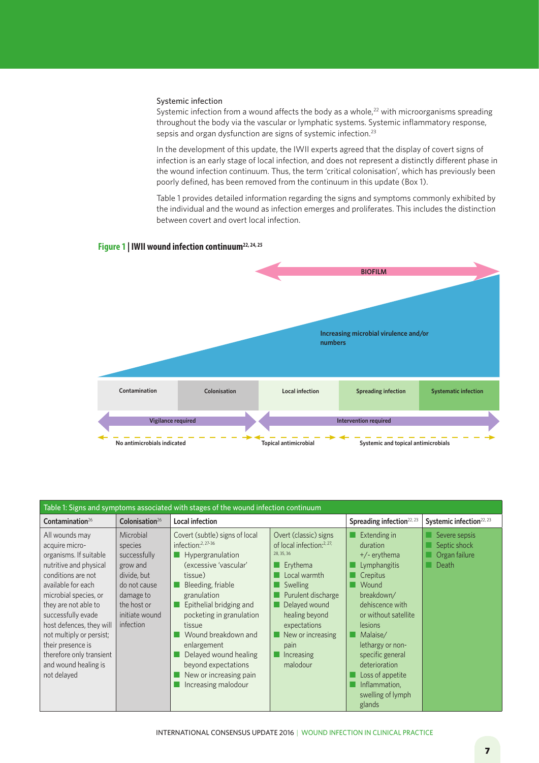### Systemic infection

Systemic infection from a wound affects the body as a whole,[22] with microorganisms spreading throughout the body via the vascular or lymphatic systems. Systemic inflammatory response, sepsis and organ dysfunction are signs of systemic infection.[23]

In the development of this update, the IWII experts agreed that the display of covert signs of infection is an early stage of local infection, and does not represent a distinctly different phase in the wound infection continuum. Thus, the term 'critical colonisation', which has previously been poorly defined, has been removed from the continuum in this update (Box 1).

Table 1 provides detailed information regarding the signs and symptoms commonly exhibited by the individual and the wound as infection emerges and proliferates. This includes the distinction between covert and overt local infection.

**Figure 1 | IWII wound infection continuum[22, 24, 25]**

BIOFILM

Increasing microbial virulence and/or numbers

| Contamination | Colonisation | Local infection | Spreading infection | Systematic infection |
|---|---|---|---|---|

Vigilance required — Intervention required

No antimicrobials indicated — Topical antimicrobial — Systemic and topical antimicrobials

**Table 1: Signs and symptoms associated with stages of the wound infection continuum**

| Contamination[26] | Colonisation[26] | Local infection | | Spreading infection[22, 23] | Systemic infection[22, 23] |
|---|---|---|---|---|---|
| All wounds may acquire micro-organisms. If suitable nutritive and physical conditions are not available for each microbial species, or they are not able to successfully evade host defences, they will not multiply or persist; their presence is therefore only transient and wound healing is not delayed | Microbial species successfully grow and divide, but do not cause damage to the host or initiate wound infection | Covert (subtle) signs of local infection:[2, 27-36]<br>■ Hypergranulation (excessive 'vascular' tissue)<br>■ Bleeding, friable granulation<br>■ Epithelial bridging and pocketing in granulation tissue<br>■ Wound breakdown and enlargement<br>■ Delayed wound healing beyond expectations<br>■ New or increasing pain<br>■ Increasing malodour | Overt (classic) signs of local infection:[2, 27, 28, 35, 36]<br>■ Erythema<br>■ Local warmth<br>■ Swelling<br>■ Purulent discharge<br>■ Delayed wound healing beyond expectations<br>■ New or increasing pain<br>■ Increasing malodour | ■ Extending in duration +/- erythema<br>■ Lymphangitis<br>■ Crepitus<br>■ Wound breakdown/ dehiscence with or without satellite lesions<br>■ Malaise/ lethargy or non-specific general deterioration<br>■ Loss of appetite<br>■ Inflammation, swelling of lymph glands | ■ Severe sepsis<br>■ Septic shock<br>■ Organ failure<br>■ Death |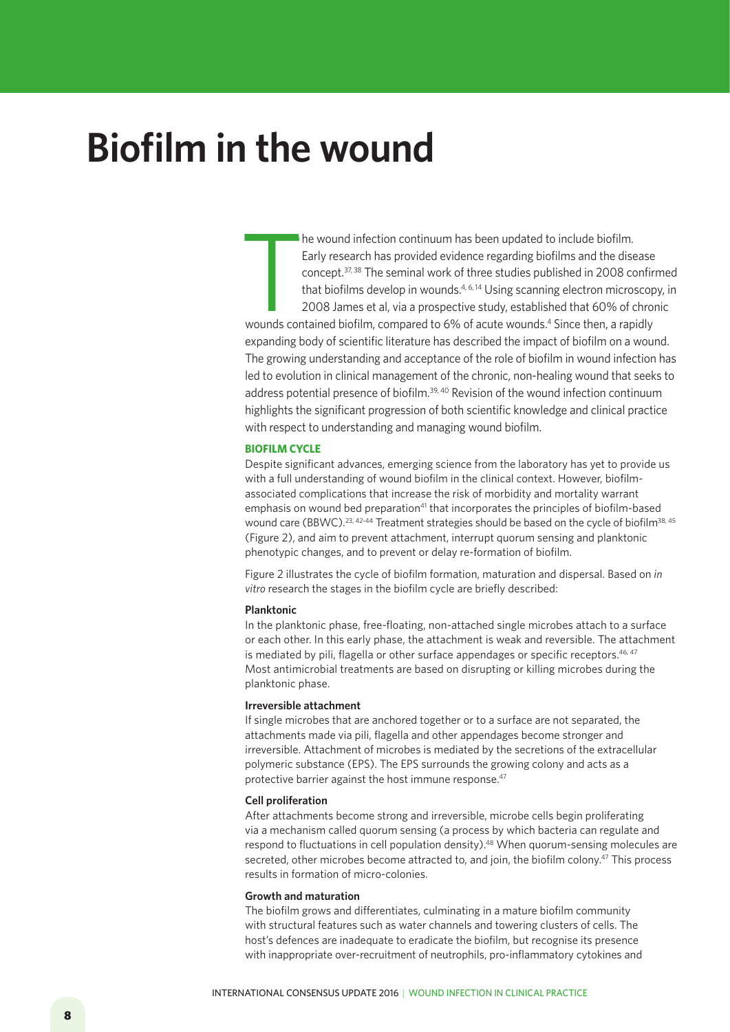# Biofilm in the wound

The wound infection continuum has been updated to include biofilm. Early research has provided evidence regarding biofilms and the disease concept.[37, 38] The seminal work of three studies published in 2008 confirmed that biofilms develop in wounds.[4, 6, 14] Using scanning electron microscopy, in 2008 James et al, via a prospective study, established that 60% of chronic wounds contained biofilm, compared to 6% of acute wounds.[4] Since then, a rapidly expanding body of scientific literature has described the impact of biofilm on a wound. The growing understanding and acceptance of the role of biofilm in wound infection has led to evolution in clinical management of the chronic, non-healing wound that seeks to address potential presence of biofilm.[39, 40] Revision of the wound infection continuum highlights the significant progression of both scientific knowledge and clinical practice with respect to understanding and managing wound biofilm.

## BIOFILM CYCLE

Despite significant advances, emerging science from the laboratory has yet to provide us with a full understanding of wound biofilm in the clinical context. However, biofilm-associated complications that increase the risk of morbidity and mortality warrant emphasis on wound bed preparation[41] that incorporates the principles of biofilm-based wound care (BBWC).[23, 42-44] Treatment strategies should be based on the cycle of biofilm[38, 45] (Figure 2), and aim to prevent attachment, interrupt quorum sensing and planktonic phenotypic changes, and to prevent or delay re-formation of biofilm.

Figure 2 illustrates the cycle of biofilm formation, maturation and dispersal. Based on *in vitro* research the stages in the biofilm cycle are briefly described:

### Planktonic

In the planktonic phase, free-floating, non-attached single microbes attach to a surface or each other. In this early phase, the attachment is weak and reversible. The attachment is mediated by pili, flagella or other surface appendages or specific receptors.[46, 47] Most antimicrobial treatments are based on disrupting or killing microbes during the planktonic phase.

### Irreversible attachment

If single microbes that are anchored together or to a surface are not separated, the attachments made via pili, flagella and other appendages become stronger and irreversible. Attachment of microbes is mediated by the secretions of the extracellular polymeric substance (EPS). The EPS surrounds the growing colony and acts as a protective barrier against the host immune response.[47]

### Cell proliferation

After attachments become strong and irreversible, microbe cells begin proliferating via a mechanism called quorum sensing (a process by which bacteria can regulate and respond to fluctuations in cell population density).[48] When quorum-sensing molecules are secreted, other microbes become attracted to, and join, the biofilm colony.[47] This process results in formation of micro-colonies.

### Growth and maturation

The biofilm grows and differentiates, culminating in a mature biofilm community with structural features such as water channels and towering clusters of cells. The host's defences are inadequate to eradicate the biofilm, but recognise its presence with inappropriate over-recruitment of neutrophils, pro-inflammatory cytokines and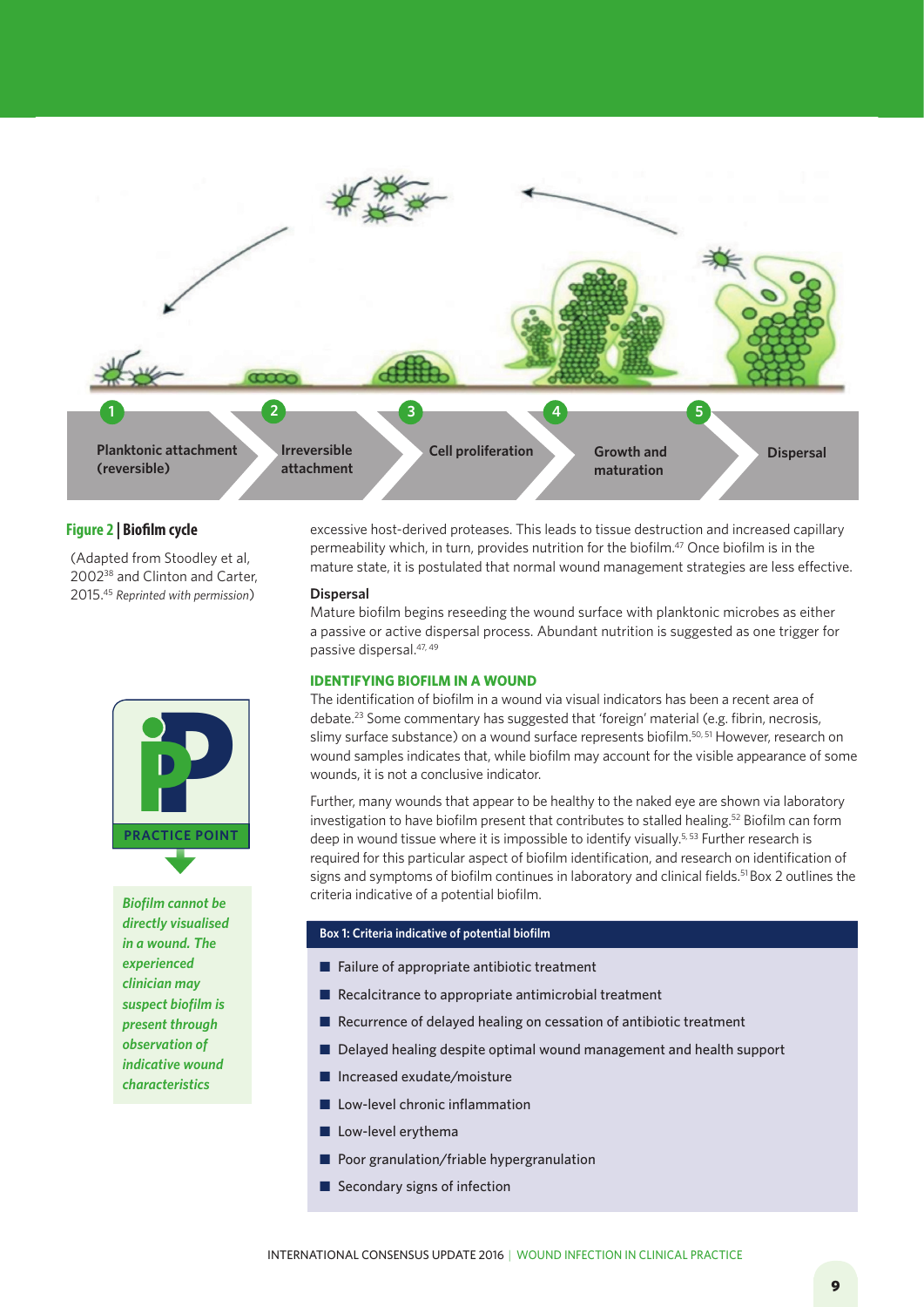1 Planktonic attachment (reversible) → 2 Irreversible attachment → 3 Cell proliferation → 4 Growth and maturation → 5 Dispersal

**Figure 2 | Biofilm cycle**

(Adapted from Stoodley et al, 2002[38] and Clinton and Carter, 2015.[45] *Reprinted with permission*)

**PRACTICE POINT**

***Biofilm cannot be directly visualised in a wound. The experienced clinician may suspect biofilm is present through observation of indicative wound characteristics***

excessive host-derived proteases. This leads to tissue destruction and increased capillary permeability which, in turn, provides nutrition for the biofilm.[47] Once biofilm is in the mature state, it is postulated that normal wound management strategies are less effective.

**Dispersal**

Mature biofilm begins reseeding the wound surface with planktonic microbes as either a passive or active dispersal process. Abundant nutrition is suggested as one trigger for passive dispersal.[47, 49]

## IDENTIFYING BIOFILM IN A WOUND

The identification of biofilm in a wound via visual indicators has been a recent area of debate.[23] Some commentary has suggested that 'foreign' material (e.g. fibrin, necrosis, slimy surface substance) on a wound surface represents biofilm.[50, 51] However, research on wound samples indicates that, while biofilm may account for the visible appearance of some wounds, it is not a conclusive indicator.

Further, many wounds that appear to be healthy to the naked eye are shown via laboratory investigation to have biofilm present that contributes to stalled healing.[52] Biofilm can form deep in wound tissue where it is impossible to identify visually.[5, 53] Further research is required for this particular aspect of biofilm identification, and research on identification of signs and symptoms of biofilm continues in laboratory and clinical fields.[51] Box 2 outlines the criteria indicative of a potential biofilm.

**Box 1: Criteria indicative of potential biofilm**

- Failure of appropriate antibiotic treatment
- Recalcitrance to appropriate antimicrobial treatment
- Recurrence of delayed healing on cessation of antibiotic treatment
- Delayed healing despite optimal wound management and health support
- Increased exudate/moisture
- Low-level chronic inflammation
- Low-level erythema
- Poor granulation/friable hypergranulation
- Secondary signs of infection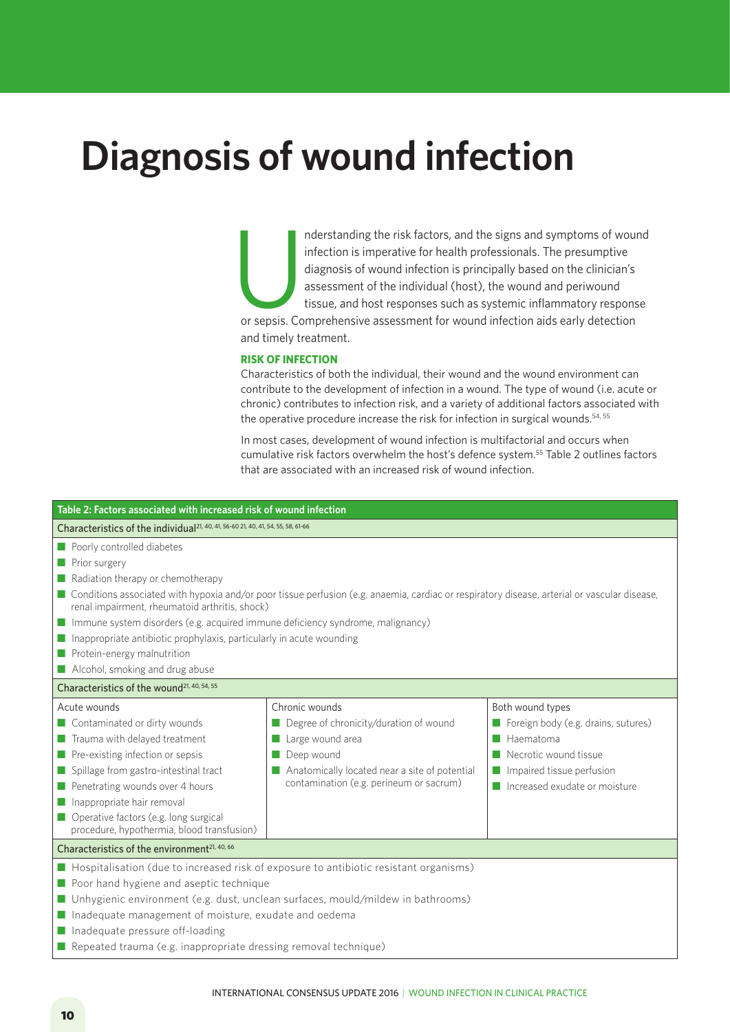# Diagnosis of wound infection

Understanding the risk factors, and the signs and symptoms of wound infection is imperative for health professionals. The presumptive diagnosis of wound infection is principally based on the clinician's assessment of the individual (host), the wound and periwound tissue, and host responses such as systemic inflammatory response or sepsis. Comprehensive assessment for wound infection aids early detection and timely treatment.

### RISK OF INFECTION

Characteristics of both the individual, their wound and the wound environment can contribute to the development of infection in a wound. The type of wound (i.e. acute or chronic) contributes to infection risk, and a variety of additional factors associated with the operative procedure increase the risk for infection in surgical wounds.[54, 55]

In most cases, development of wound infection is multifactorial and occurs when cumulative risk factors overwhelm the host's defence system.[55] Table 2 outlines factors that are associated with an increased risk of wound infection.

**Table 2: Factors associated with increased risk of wound infection**

**Characteristics of the individual**[21, 40, 41, 56-60 21, 40, 41, 54, 55, 58, 61-66]

- Poorly controlled diabetes
- Prior surgery
- Radiation therapy or chemotherapy
- Conditions associated with hypoxia and/or poor tissue perfusion (e.g. anaemia, cardiac or respiratory disease, arterial or vascular disease, renal impairment, rheumatoid arthritis, shock)
- Immune system disorders (e.g. acquired immune deficiency syndrome, malignancy)
- Inappropriate antibiotic prophylaxis, particularly in acute wounding
- Protein-energy malnutrition
- Alcohol, smoking and drug abuse

**Characteristics of the wound**[21, 40, 54, 55]

| Acute wounds | Chronic wounds | Both wound types |
|---|---|---|
| Contaminated or dirty wounds | Degree of chronicity/duration of wound | Foreign body (e.g. drains, sutures) |
| Trauma with delayed treatment | Large wound area | Haematoma |
| Pre-existing infection or sepsis | Deep wound | Necrotic wound tissue |
| Spillage from gastro-intestinal tract | Anatomically located near a site of potential contamination (e.g. perineum or sacrum) | Impaired tissue perfusion |
| Penetrating wounds over 4 hours | | Increased exudate or moisture |
| Inappropriate hair removal | | |
| Operative factors (e.g. long surgical procedure, hypothermia, blood transfusion) | | |

**Characteristics of the environment**[21, 40, 66]

- Hospitalisation (due to increased risk of exposure to antibiotic resistant organisms)
- Poor hand hygiene and aseptic technique
- Unhygienic environment (e.g. dust, unclean surfaces, mould/mildew in bathrooms)
- Inadequate management of moisture, exudate and oedema
- Inadequate pressure off-loading
- Repeated trauma (e.g. inappropriate dressing removal technique)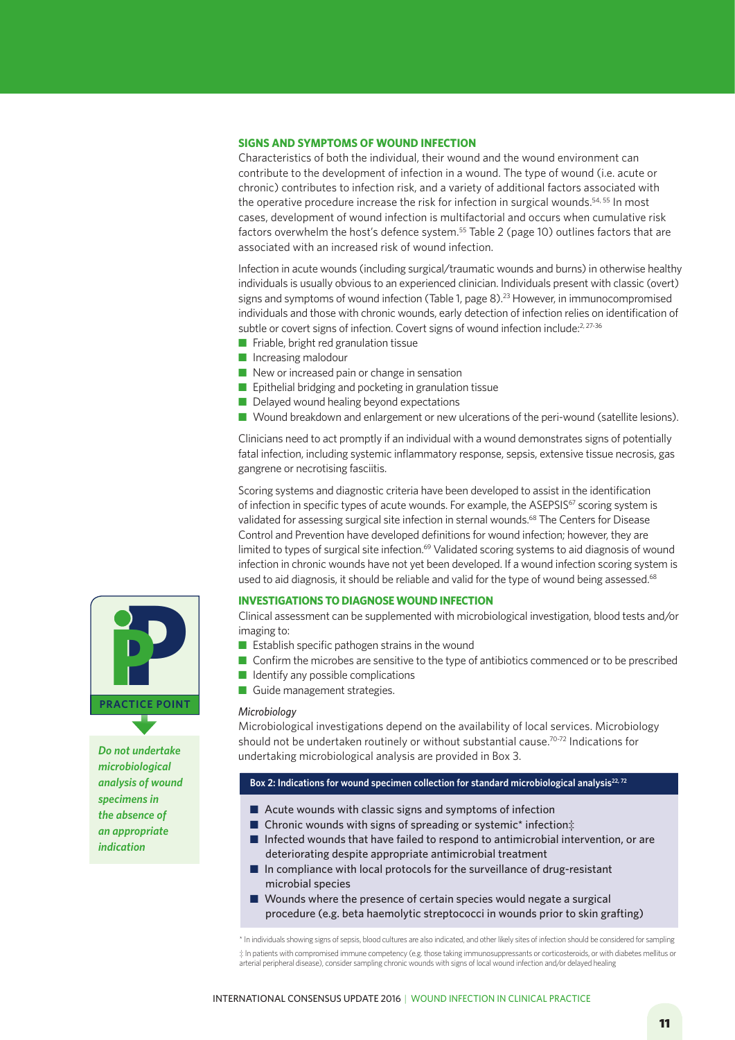## SIGNS AND SYMPTOMS OF WOUND INFECTION

Characteristics of both the individual, their wound and the wound environment can contribute to the development of infection in a wound. The type of wound (i.e. acute or chronic) contributes to infection risk, and a variety of additional factors associated with the operative procedure increase the risk for infection in surgical wounds.[54, 55] In most cases, development of wound infection is multifactorial and occurs when cumulative risk factors overwhelm the host's defence system.[55] Table 2 (page 10) outlines factors that are associated with an increased risk of wound infection.

Infection in acute wounds (including surgical/traumatic wounds and burns) in otherwise healthy individuals is usually obvious to an experienced clinician. Individuals present with classic (overt) signs and symptoms of wound infection (Table 1, page 8).[23] However, in immunocompromised individuals and those with chronic wounds, early detection of infection relies on identification of subtle or covert signs of infection. Covert signs of wound infection include:[2, 27-36]

- Friable, bright red granulation tissue
- Increasing malodour
- New or increased pain or change in sensation
- Epithelial bridging and pocketing in granulation tissue
- Delayed wound healing beyond expectations
- Wound breakdown and enlargement or new ulcerations of the peri-wound (satellite lesions).

Clinicians need to act promptly if an individual with a wound demonstrates signs of potentially fatal infection, including systemic inflammatory response, sepsis, extensive tissue necrosis, gas gangrene or necrotising fasciitis.

Scoring systems and diagnostic criteria have been developed to assist in the identification of infection in specific types of acute wounds. For example, the ASEPSIS[67] scoring system is validated for assessing surgical site infection in sternal wounds.[68] The Centers for Disease Control and Prevention have developed definitions for wound infection; however, they are limited to types of surgical site infection.[69] Validated scoring systems to aid diagnosis of wound infection in chronic wounds have not yet been developed. If a wound infection scoring system is used to aid diagnosis, it should be reliable and valid for the type of wound being assessed.[68]

## INVESTIGATIONS TO DIAGNOSE WOUND INFECTION

Clinical assessment can be supplemented with microbiological investigation, blood tests and/or imaging to:

- Establish specific pathogen strains in the wound
- Confirm the microbes are sensitive to the type of antibiotics commenced or to be prescribed
- Identify any possible complications
- Guide management strategies.

### *Microbiology*

Microbiological investigations depend on the availability of local services. Microbiology should not be undertaken routinely or without substantial cause.[70-72] Indications for undertaking microbiological analysis are provided in Box 3.

**PRACTICE POINT**

***Do not undertake microbiological analysis of wound specimens in the absence of an appropriate indication***

**Box 2: Indications for wound specimen collection for standard microbiological analysis[22, 72]**

- Acute wounds with classic signs and symptoms of infection
- Chronic wounds with signs of spreading or systemic* infection‡
- Infected wounds that have failed to respond to antimicrobial intervention, or are deteriorating despite appropriate antimicrobial treatment
- In compliance with local protocols for the surveillance of drug-resistant microbial species
- Wounds where the presence of certain species would negate a surgical procedure (e.g. beta haemolytic streptococci in wounds prior to skin grafting)

\* In individuals showing signs of sepsis, blood cultures are also indicated, and other likely sites of infection should be considered for sampling

‡ In patients with compromised immune competency (e.g. those taking immunosuppressants or corticosteroids, or with diabetes mellitus or arterial peripheral disease), consider sampling chronic wounds with signs of local wound infection and/or delayed healing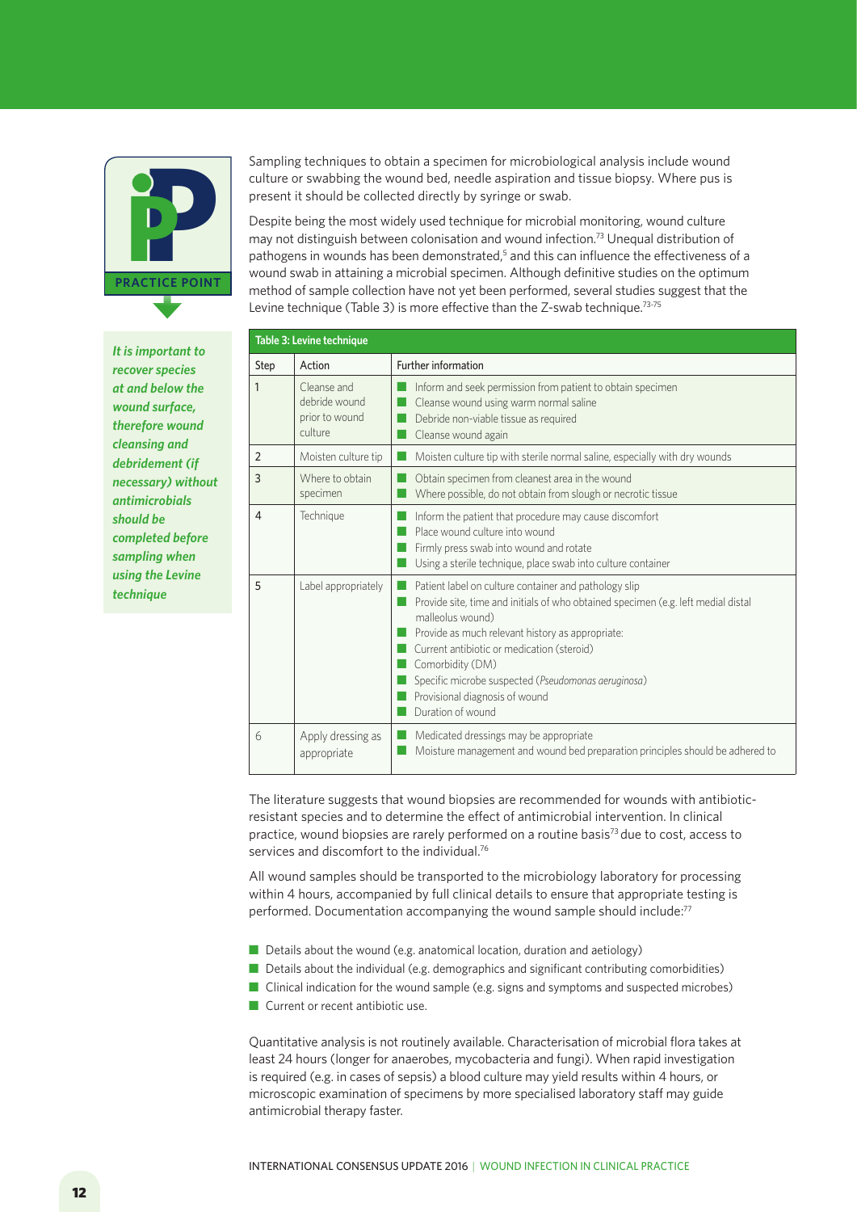PRACTICE POINT

*It is important to recover species at and below the wound surface, therefore wound cleansing and debridement (if necessary) without antimicrobials should be completed before sampling when using the Levine technique*

Sampling techniques to obtain a specimen for microbiological analysis include wound culture or swabbing the wound bed, needle aspiration and tissue biopsy. Where pus is present it should be collected directly by syringe or swab.

Despite being the most widely used technique for microbial monitoring, wound culture may not distinguish between colonisation and wound infection.[73] Unequal distribution of pathogens in wounds has been demonstrated,[5] and this can influence the effectiveness of a wound swab in attaining a microbial specimen. Although definitive studies on the optimum method of sample collection have not yet been performed, several studies suggest that the Levine technique (Table 3) is more effective than the Z-swab technique.[73-75]

**Table 3: Levine technique**

| Step | Action | Further information |
|---|---|---|
| 1 | Cleanse and debride wound prior to wound culture | ■ Inform and seek permission from patient to obtain specimen<br>■ Cleanse wound using warm normal saline<br>■ Debride non-viable tissue as required<br>■ Cleanse wound again |
| 2 | Moisten culture tip | ■ Moisten culture tip with sterile normal saline, especially with dry wounds |
| 3 | Where to obtain specimen | ■ Obtain specimen from cleanest area in the wound<br>■ Where possible, do not obtain from slough or necrotic tissue |
| 4 | Technique | ■ Inform the patient that procedure may cause discomfort<br>■ Place wound culture into wound<br>■ Firmly press swab into wound and rotate<br>■ Using a sterile technique, place swab into culture container |
| 5 | Label appropriately | ■ Patient label on culture container and pathology slip<br>■ Provide site, time and initials of who obtained specimen (e.g. left medial distal malleolus wound)<br>■ Provide as much relevant history as appropriate:<br>■ Current antibiotic or medication (steroid)<br>■ Comorbidity (DM)<br>■ Specific microbe suspected (*Pseudomonas aeruginosa*)<br>■ Provisional diagnosis of wound<br>■ Duration of wound |
| 6 | Apply dressing as appropriate | ■ Medicated dressings may be appropriate<br>■ Moisture management and wound bed preparation principles should be adhered to |

The literature suggests that wound biopsies are recommended for wounds with antibiotic-resistant species and to determine the effect of antimicrobial intervention. In clinical practice, wound biopsies are rarely performed on a routine basis[73] due to cost, access to services and discomfort to the individual.[76]

All wound samples should be transported to the microbiology laboratory for processing within 4 hours, accompanied by full clinical details to ensure that appropriate testing is performed. Documentation accompanying the wound sample should include:[77]

- Details about the wound (e.g. anatomical location, duration and aetiology)
- Details about the individual (e.g. demographics and significant contributing comorbidities)
- Clinical indication for the wound sample (e.g. signs and symptoms and suspected microbes)
- Current or recent antibiotic use.

Quantitative analysis is not routinely available. Characterisation of microbial flora takes at least 24 hours (longer for anaerobes, mycobacteria and fungi). When rapid investigation is required (e.g. in cases of sepsis) a blood culture may yield results within 4 hours, or microscopic examination of specimens by more specialised laboratory staff may guide antimicrobial therapy faster.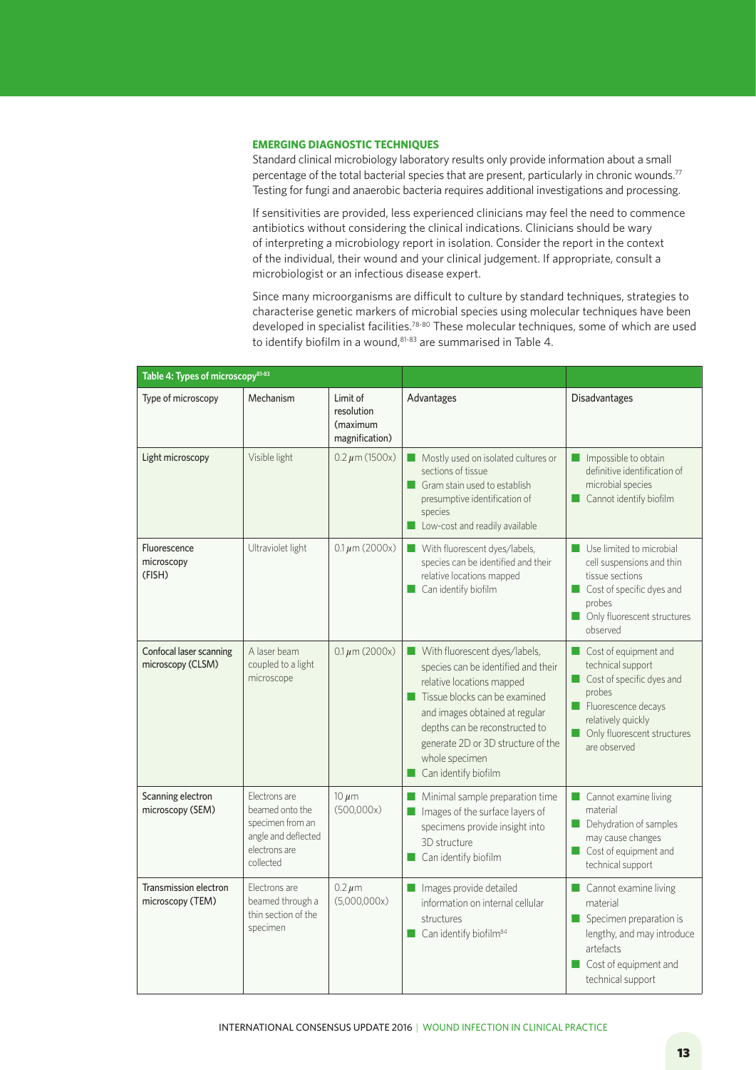## EMERGING DIAGNOSTIC TECHNIQUES

Standard clinical microbiology laboratory results only provide information about a small percentage of the total bacterial species that are present, particularly in chronic wounds.[77] Testing for fungi and anaerobic bacteria requires additional investigations and processing.

If sensitivities are provided, less experienced clinicians may feel the need to commence antibiotics without considering the clinical indications. Clinicians should be wary of interpreting a microbiology report in isolation. Consider the report in the context of the individual, their wound and your clinical judgement. If appropriate, consult a microbiologist or an infectious disease expert.

Since many microorganisms are difficult to culture by standard techniques, strategies to characterise genetic markers of microbial species using molecular techniques have been developed in specialist facilities.[78-80] These molecular techniques, some of which are used to identify biofilm in a wound,[81-83] are summarised in Table 4.

**Table 4: Types of microscopy[81-83]**

| Type of microscopy | Mechanism | Limit of resolution (maximum magnification) | Advantages | Disadvantages |
|---|---|---|---|---|
| Light microscopy | Visible light | 0.2 µm (1500x) | ■ Mostly used on isolated cultures or sections of tissue<br>■ Gram stain used to establish presumptive identification of species<br>■ Low-cost and readily available | ■ Impossible to obtain definitive identification of microbial species<br>■ Cannot identify biofilm |
| Fluorescence microscopy (FISH) | Ultraviolet light | 0.1 µm (2000x) | ■ With fluorescent dyes/labels, species can be identified and their relative locations mapped<br>■ Can identify biofilm | ■ Use limited to microbial cell suspensions and thin tissue sections<br>■ Cost of specific dyes and probes<br>■ Only fluorescent structures observed |
| Confocal laser scanning microscopy (CLSM) | A laser beam coupled to a light microscope | 0.1 µm (2000x) | ■ With fluorescent dyes/labels, species can be identified and their relative locations mapped<br>■ Tissue blocks can be examined and images obtained at regular depths can be reconstructed to generate 2D or 3D structure of the whole specimen<br>■ Can identify biofilm | ■ Cost of equipment and technical support<br>■ Cost of specific dyes and probes<br>■ Fluorescence decays relatively quickly<br>■ Only fluorescent structures are observed |
| Scanning electron microscopy (SEM) | Electrons are beamed onto the specimen from an angle and deflected electrons are collected | 10 µm (500,000x) | ■ Minimal sample preparation time<br>■ Images of the surface layers of specimens provide insight into 3D structure<br>■ Can identify biofilm | ■ Cannot examine living material<br>■ Dehydration of samples may cause changes<br>■ Cost of equipment and technical support |
| Transmission electron microscopy (TEM) | Electrons are beamed through a thin section of the specimen | 0.2 µm (5,000,000x) | ■ Images provide detailed information on internal cellular structures<br>■ Can identify biofilm[84] | ■ Cannot examine living material<br>■ Specimen preparation is lengthy, and may introduce artefacts<br>■ Cost of equipment and technical support |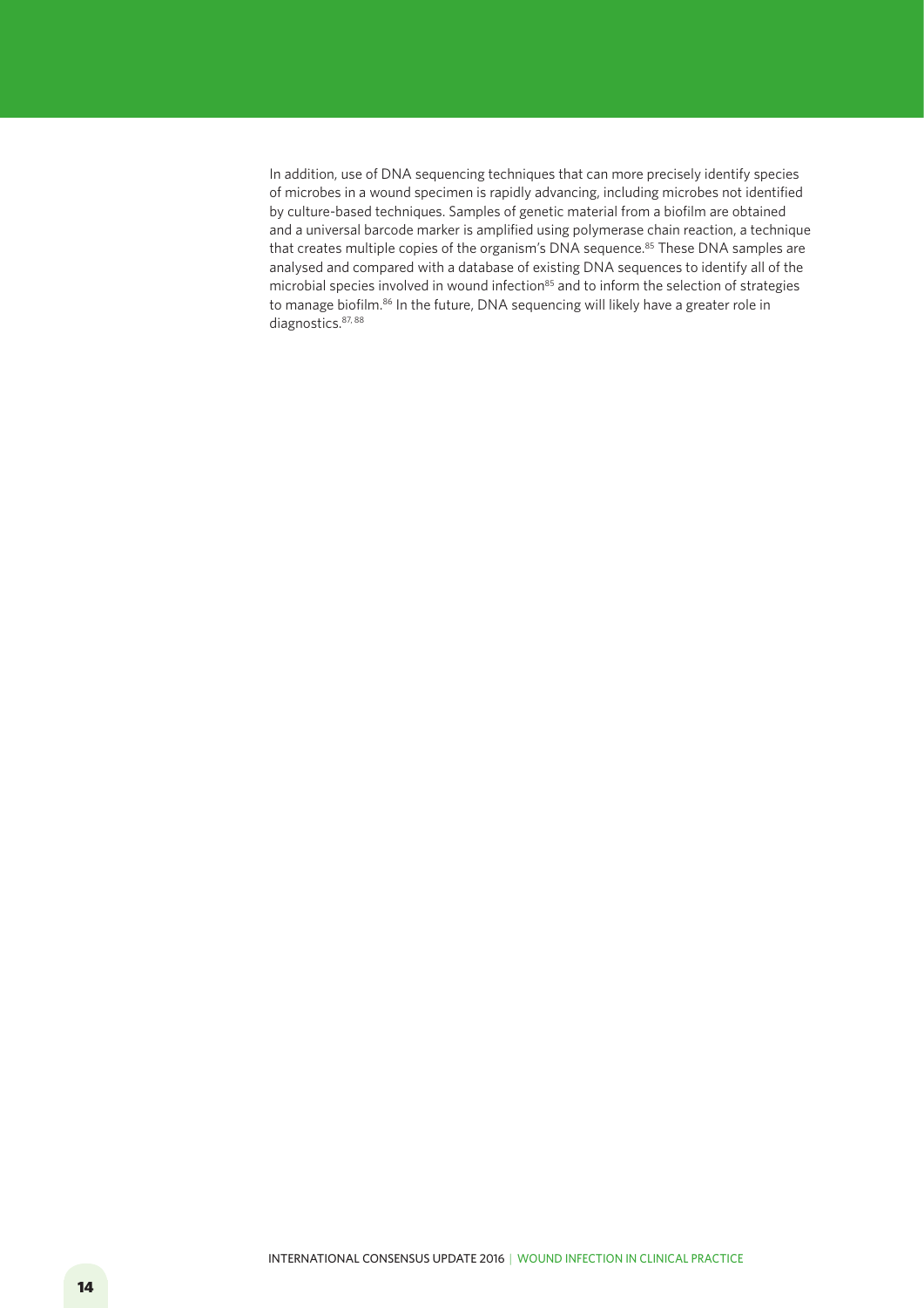In addition, use of DNA sequencing techniques that can more precisely identify species of microbes in a wound specimen is rapidly advancing, including microbes not identified by culture-based techniques. Samples of genetic material from a biofilm are obtained and a universal barcode marker is amplified using polymerase chain reaction, a technique that creates multiple copies of the organism's DNA sequence.[85] These DNA samples are analysed and compared with a database of existing DNA sequences to identify all of the microbial species involved in wound infection[85] and to inform the selection of strategies to manage biofilm.[86] In the future, DNA sequencing will likely have a greater role in diagnostics.[87, 88]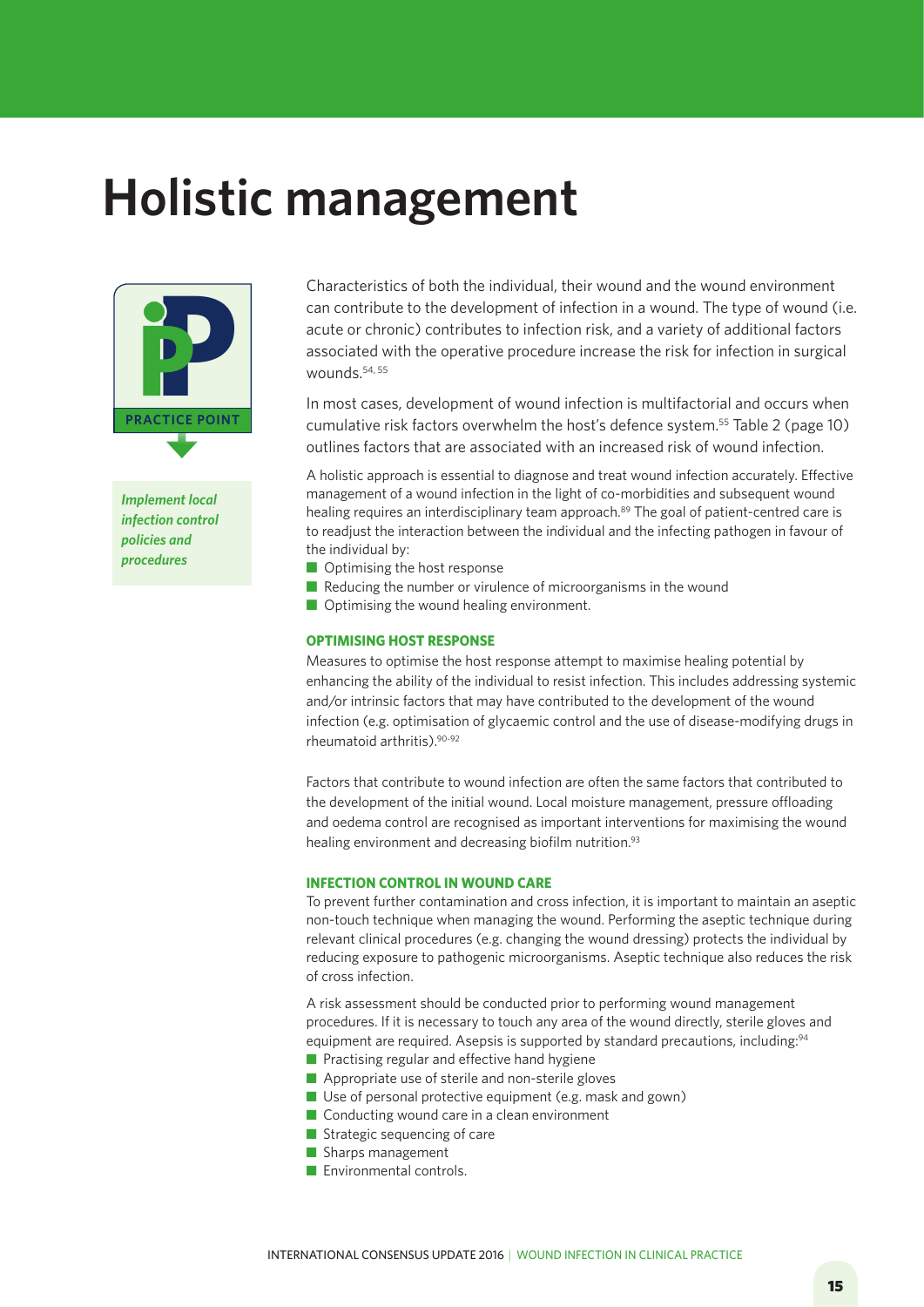# Holistic management

**PRACTICE POINT**

*Implement local infection control policies and procedures*

Characteristics of both the individual, their wound and the wound environment can contribute to the development of infection in a wound. The type of wound (i.e. acute or chronic) contributes to infection risk, and a variety of additional factors associated with the operative procedure increase the risk for infection in surgical wounds.[54, 55]

In most cases, development of wound infection is multifactorial and occurs when cumulative risk factors overwhelm the host's defence system.[55] Table 2 (page 10) outlines factors that are associated with an increased risk of wound infection.

A holistic approach is essential to diagnose and treat wound infection accurately. Effective management of a wound infection in the light of co-morbidities and subsequent wound healing requires an interdisciplinary team approach.[89] The goal of patient-centred care is to readjust the interaction between the individual and the infecting pathogen in favour of the individual by:

- Optimising the host response
- Reducing the number or virulence of microorganisms in the wound
- Optimising the wound healing environment.

### OPTIMISING HOST RESPONSE

Measures to optimise the host response attempt to maximise healing potential by enhancing the ability of the individual to resist infection. This includes addressing systemic and/or intrinsic factors that may have contributed to the development of the wound infection (e.g. optimisation of glycaemic control and the use of disease-modifying drugs in rheumatoid arthritis).[90-92]

Factors that contribute to wound infection are often the same factors that contributed to the development of the initial wound. Local moisture management, pressure offloading and oedema control are recognised as important interventions for maximising the wound healing environment and decreasing biofilm nutrition.[93]

### INFECTION CONTROL IN WOUND CARE

To prevent further contamination and cross infection, it is important to maintain an aseptic non-touch technique when managing the wound. Performing the aseptic technique during relevant clinical procedures (e.g. changing the wound dressing) protects the individual by reducing exposure to pathogenic microorganisms. Aseptic technique also reduces the risk of cross infection.

A risk assessment should be conducted prior to performing wound management procedures. If it is necessary to touch any area of the wound directly, sterile gloves and equipment are required. Asepsis is supported by standard precautions, including:[94]

- Practising regular and effective hand hygiene
- Appropriate use of sterile and non-sterile gloves
- Use of personal protective equipment (e.g. mask and gown)
- Conducting wound care in a clean environment
- Strategic sequencing of care
- Sharps management
- Environmental controls.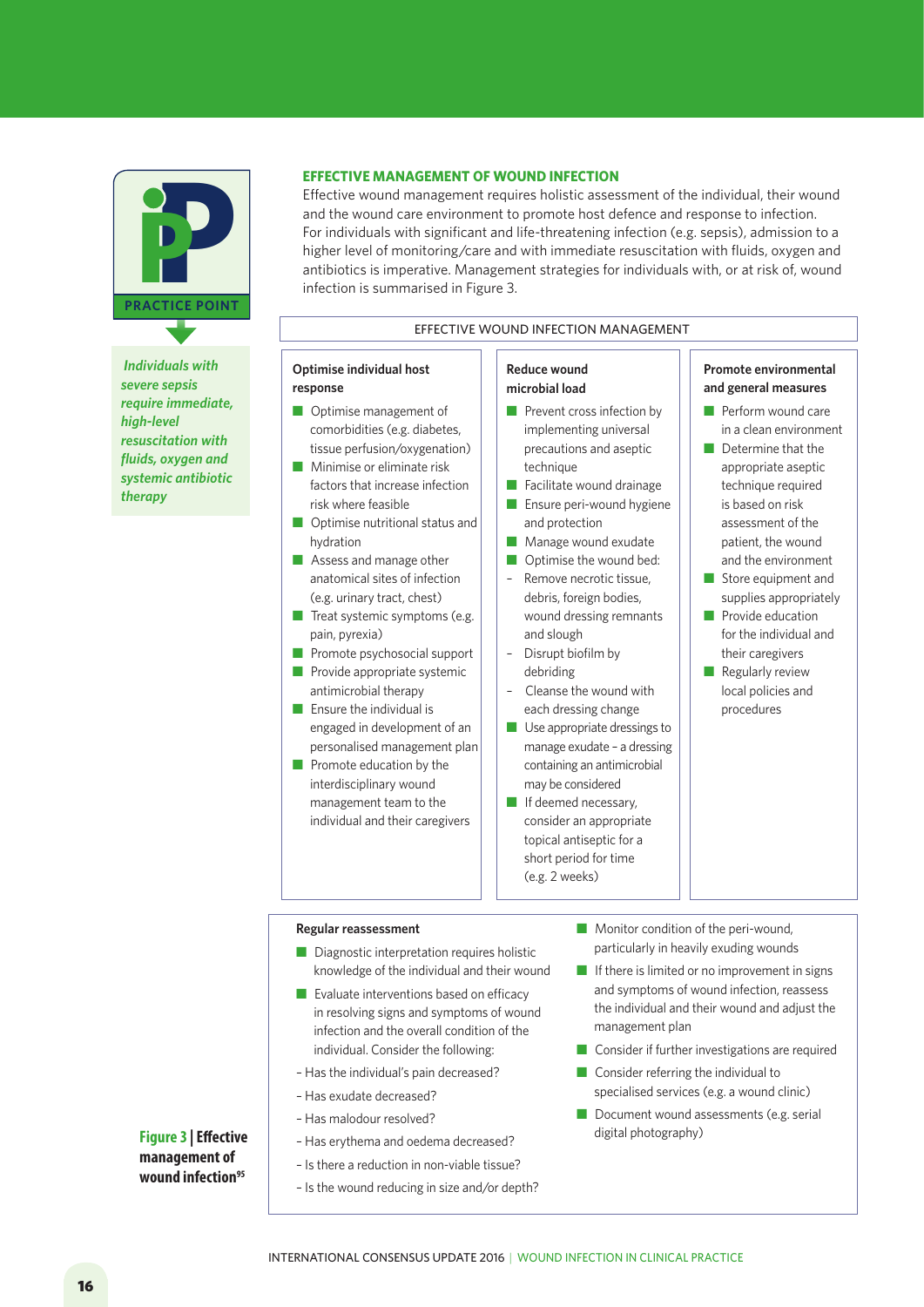**PRACTICE POINT**

*Individuals with severe sepsis require immediate, high-level resuscitation with fluids, oxygen and systemic antibiotic therapy*

## EFFECTIVE MANAGEMENT OF WOUND INFECTION

Effective wound management requires holistic assessment of the individual, their wound and the wound care environment to promote host defence and response to infection. For individuals with significant and life-threatening infection (e.g. sepsis), admission to a higher level of monitoring/care and with immediate resuscitation with fluids, oxygen and antibiotics is imperative. Management strategies for individuals with, or at risk of, wound infection is summarised in Figure 3.

### EFFECTIVE WOUND INFECTION MANAGEMENT

**Optimise individual host response**

- Optimise management of comorbidities (e.g. diabetes, tissue perfusion/oxygenation)
- Minimise or eliminate risk factors that increase infection risk where feasible
- Optimise nutritional status and hydration
- Assess and manage other anatomical sites of infection (e.g. urinary tract, chest)
- Treat systemic symptoms (e.g. pain, pyrexia)
- Promote psychosocial support
- Provide appropriate systemic antimicrobial therapy
- Ensure the individual is engaged in development of an personalised management plan
- Promote education by the interdisciplinary wound management team to the individual and their caregivers

**Reduce wound microbial load**

- Prevent cross infection by implementing universal precautions and aseptic technique
- Facilitate wound drainage
- Ensure peri-wound hygiene and protection
- Manage wound exudate
- Optimise the wound bed:
  - Remove necrotic tissue, debris, foreign bodies, wound dressing remnants and slough
  - Disrupt biofilm by debriding
  - Cleanse the wound with each dressing change
- Use appropriate dressings to manage exudate – a dressing containing an antimicrobial may be considered
- If deemed necessary, consider an appropriate topical antiseptic for a short period for time (e.g. 2 weeks)

**Promote environmental and general measures**

- Perform wound care in a clean environment
- Determine that the appropriate aseptic technique required is based on risk assessment of the patient, the wound and the environment
- Store equipment and supplies appropriately
- Provide education for the individual and their caregivers
- Regularly review local policies and procedures

**Regular reassessment**

- Diagnostic interpretation requires holistic knowledge of the individual and their wound
- Evaluate interventions based on efficacy in resolving signs and symptoms of wound infection and the overall condition of the individual. Consider the following:
  - Has the individual's pain decreased?
  - Has exudate decreased?
  - Has malodour resolved?
  - Has erythema and oedema decreased?
  - Is there a reduction in non-viable tissue?
  - Is the wound reducing in size and/or depth?
- Monitor condition of the peri-wound, particularly in heavily exuding wounds
- If there is limited or no improvement in signs and symptoms of wound infection, reassess the individual and their wound and adjust the management plan
- Consider if further investigations are required
- Consider referring the individual to specialised services (e.g. a wound clinic)
- Document wound assessments (e.g. serial digital photography)

**Figure 3 | Effective management of wound infection**[95]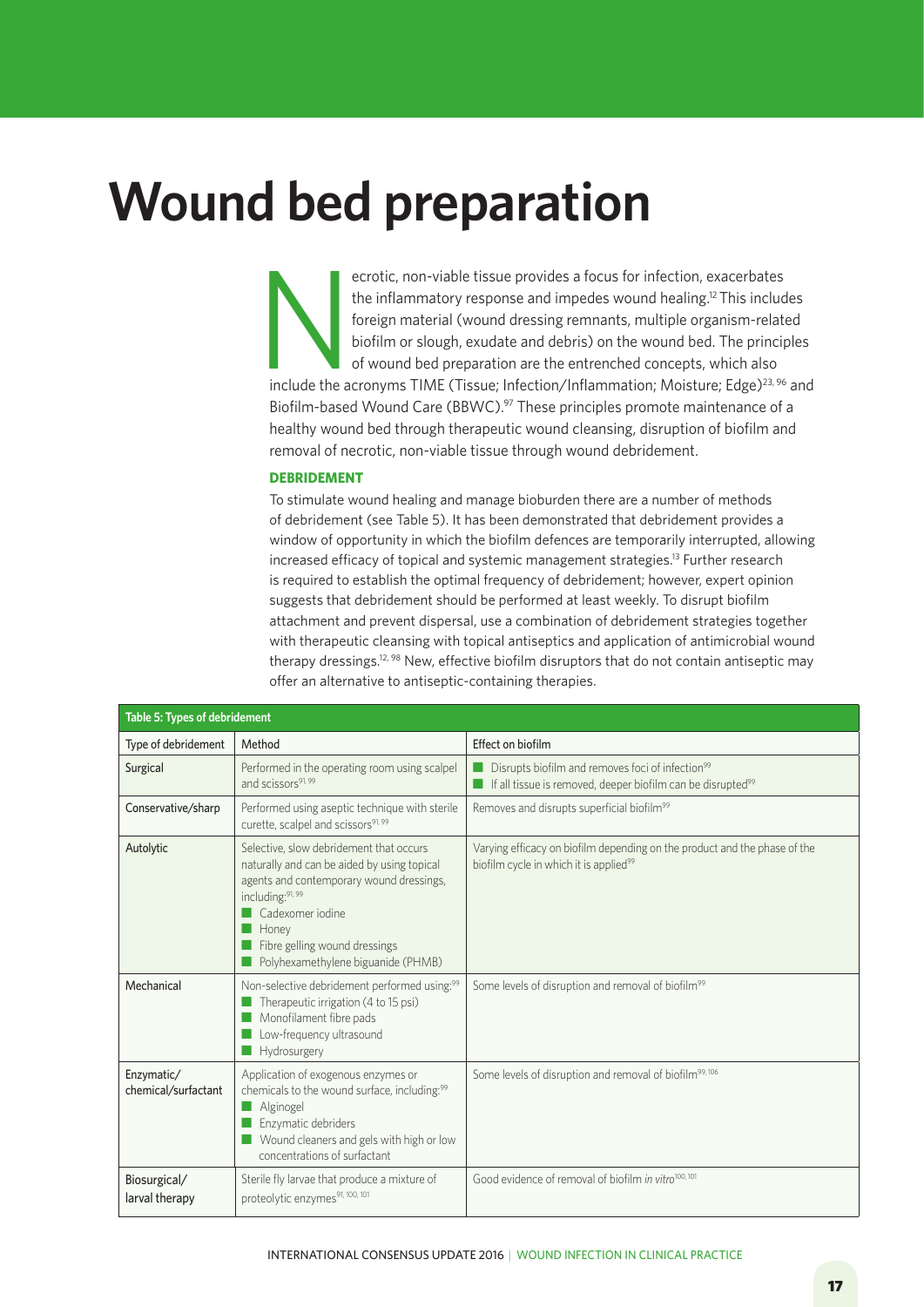# Wound bed preparation

Necrotic, non-viable tissue provides a focus for infection, exacerbates the inflammatory response and impedes wound healing.[12] This includes foreign material (wound dressing remnants, multiple organism-related biofilm or slough, exudate and debris) on the wound bed. The principles of wound bed preparation are the entrenched concepts, which also include the acronyms TIME (Tissue; Infection/Inflammation; Moisture; Edge)[23, 96] and Biofilm-based Wound Care (BBWC).[97] These principles promote maintenance of a healthy wound bed through therapeutic wound cleansing, disruption of biofilm and removal of necrotic, non-viable tissue through wound debridement.

### DEBRIDEMENT

To stimulate wound healing and manage bioburden there are a number of methods of debridement (see Table 5). It has been demonstrated that debridement provides a window of opportunity in which the biofilm defences are temporarily interrupted, allowing increased efficacy of topical and systemic management strategies.[13] Further research is required to establish the optimal frequency of debridement; however, expert opinion suggests that debridement should be performed at least weekly. To disrupt biofilm attachment and prevent dispersal, use a combination of debridement strategies together with therapeutic cleansing with topical antiseptics and application of antimicrobial wound therapy dressings.[12, 98] New, effective biofilm disruptors that do not contain antiseptic may offer an alternative to antiseptic-containing therapies.

**Table 5: Types of debridement**

| Type of debridement | Method | Effect on biofilm |
|---|---|---|
| Surgical | Performed in the operating room using scalpel and scissors[91, 99] | • Disrupts biofilm and removes foci of infection[99]<br>• If all tissue is removed, deeper biofilm can be disrupted[99] |
| Conservative/sharp | Performed using aseptic technique with sterile curette, scalpel and scissors[91, 99] | Removes and disrupts superficial biofilm[99] |
| Autolytic | Selective, slow debridement that occurs naturally and can be aided by using topical agents and contemporary wound dressings, including:[91, 99]<br>• Cadexomer iodine<br>• Honey<br>• Fibre gelling wound dressings<br>• Polyhexamethylene biguanide (PHMB) | Varying efficacy on biofilm depending on the product and the phase of the biofilm cycle in which it is applied[99] |
| Mechanical | Non-selective debridement performed using:[99]<br>• Therapeutic irrigation (4 to 15 psi)<br>• Monofilament fibre pads<br>• Low-frequency ultrasound<br>• Hydrosurgery | Some levels of disruption and removal of biofilm[99] |
| Enzymatic/ chemical/surfactant | Application of exogenous enzymes or chemicals to the wound surface, including:[99]<br>• Alginogel<br>• Enzymatic debriders<br>• Wound cleaners and gels with high or low concentrations of surfactant | Some levels of disruption and removal of biofilm[99, 106] |
| Biosurgical/ larval therapy | Sterile fly larvae that produce a mixture of proteolytic enzymes[91, 100, 101] | Good evidence of removal of biofilm *in vitro*[100, 101] |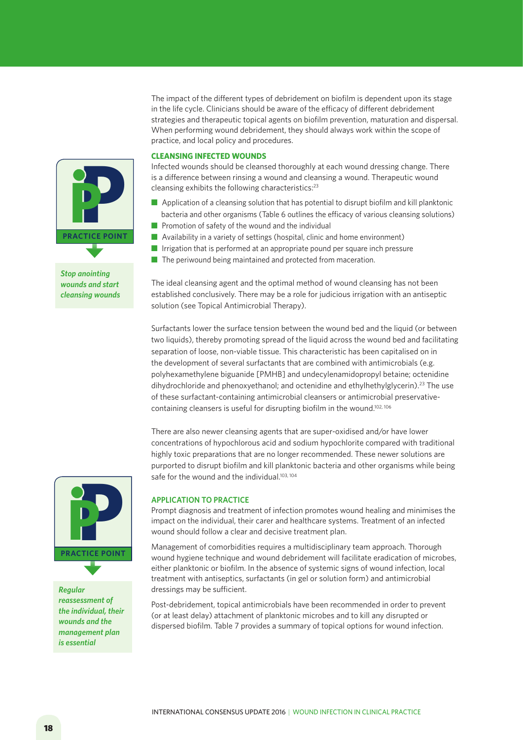The impact of the different types of debridement on biofilm is dependent upon its stage in the life cycle. Clinicians should be aware of the efficacy of different debridement strategies and therapeutic topical agents on biofilm prevention, maturation and dispersal. When performing wound debridement, they should always work within the scope of practice, and local policy and procedures.

**PRACTICE POINT**

*Stop anointing wounds and start cleansing wounds*

### CLEANSING INFECTED WOUNDS

Infected wounds should be cleansed thoroughly at each wound dressing change. There is a difference between rinsing a wound and cleansing a wound. Therapeutic wound cleansing exhibits the following characteristics:[23]

- Application of a cleansing solution that has potential to disrupt biofilm and kill planktonic bacteria and other organisms (Table 6 outlines the efficacy of various cleansing solutions)
- Promotion of safety of the wound and the individual
- Availability in a variety of settings (hospital, clinic and home environment)
- Irrigation that is performed at an appropriate pound per square inch pressure
- The periwound being maintained and protected from maceration.

The ideal cleansing agent and the optimal method of wound cleansing has not been established conclusively. There may be a role for judicious irrigation with an antiseptic solution (see Topical Antimicrobial Therapy).

Surfactants lower the surface tension between the wound bed and the liquid (or between two liquids), thereby promoting spread of the liquid across the wound bed and facilitating separation of loose, non-viable tissue. This characteristic has been capitalised on in the development of several surfactants that are combined with antimicrobials (e.g. polyhexamethylene biguanide [PMHB] and undecylenamidopropyl betaine; octenidine dihydrochloride and phenoxyethanol; and octenidine and ethylhethylglycerin).[23] The use of these surfactant-containing antimicrobial cleansers or antimicrobial preservative-containing cleansers is useful for disrupting biofilm in the wound.[102, 106]

There are also newer cleansing agents that are super-oxidised and/or have lower concentrations of hypochlorous acid and sodium hypochlorite compared with traditional highly toxic preparations that are no longer recommended. These newer solutions are purported to disrupt biofilm and kill planktonic bacteria and other organisms while being safe for the wound and the individual.[103, 104]

**PRACTICE POINT**

*Regular reassessment of the individual, their wounds and the management plan is essential*

### APPLICATION TO PRACTICE

Prompt diagnosis and treatment of infection promotes wound healing and minimises the impact on the individual, their carer and healthcare systems. Treatment of an infected wound should follow a clear and decisive treatment plan.

Management of comorbidities requires a multidisciplinary team approach. Thorough wound hygiene technique and wound debridement will facilitate eradication of microbes, either planktonic or biofilm. In the absence of systemic signs of wound infection, local treatment with antiseptics, surfactants (in gel or solution form) and antimicrobial dressings may be sufficient.

Post-debridement, topical antimicrobials have been recommended in order to prevent (or at least delay) attachment of planktonic microbes and to kill any disrupted or dispersed biofilm. Table 7 provides a summary of topical options for wound infection.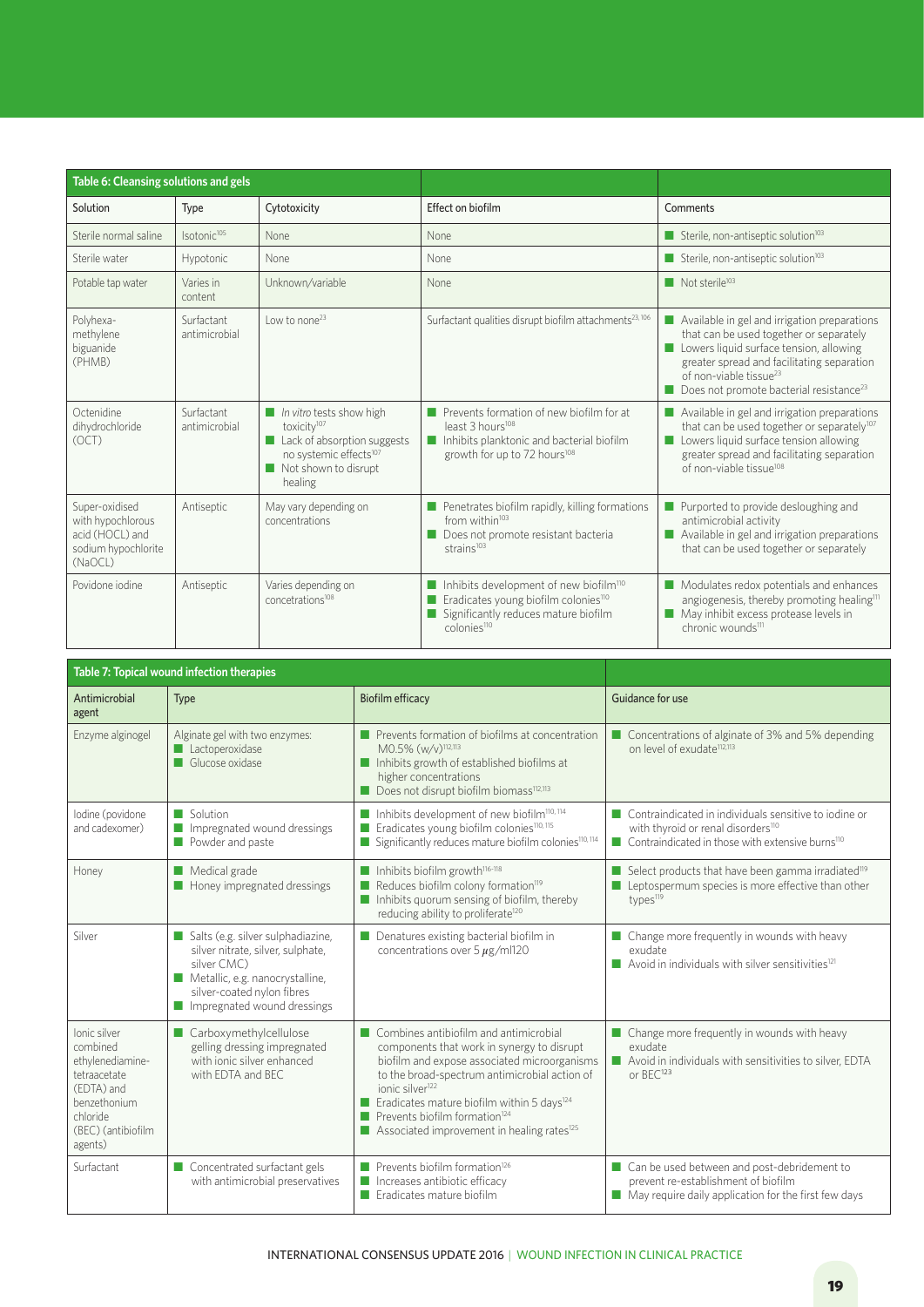**Table 6: Cleansing solutions and gels**

| Solution | Type | Cytotoxicity | Effect on biofilm | Comments |
|---|---|---|---|---|
| Sterile normal saline | Isotonic[105] | None | None | Sterile, non-antiseptic solution[103] |
| Sterile water | Hypotonic | None | None | Sterile, non-antiseptic solution[103] |
| Potable tap water | Varies in content | Unknown/variable | None | Not sterile[103] |
| Polyhexa-methylene biguanide (PHMB) | Surfactant antimicrobial | Low to none[23] | Surfactant qualities disrupt biofilm attachments[23, 106] | Available in gel and irrigation preparations that can be used together or separately<br>Lowers liquid surface tension, allowing greater spread and facilitating separation of non-viable tissue[23]<br>Does not promote bacterial resistance[23] |
| Octenidine dihydrochloride (OCT) | Surfactant antimicrobial | *In vitro* tests show high toxicity[107]<br>Lack of absorption suggests no systemic effects[107]<br>Not shown to disrupt healing | Prevents formation of new biofilm for at least 3 hours[108]<br>Inhibits planktonic and bacterial biofilm growth for up to 72 hours[108] | Available in gel and irrigation preparations that can be used together or separately[107]<br>Lowers liquid surface tension allowing greater spread and facilitating separation of non-viable tissue[108] |
| Super-oxidised with hypochlorous acid (HOCL) and sodium hypochlorite (NaOCL) | Antiseptic | May vary depending on concentrations | Penetrates biofilm rapidly, killing formations from within[103]<br>Does not promote resistant bacteria strains[103] | Purported to provide desloughing and antimicrobial activity<br>Available in gel and irrigation preparations that can be used together or separately |
| Povidone iodine | Antiseptic | Varies depending on concetrations[108] | Inhibits development of new biofilm[110]<br>Eradicates young biofilm colonies[110]<br>Significantly reduces mature biofilm colonies[110] | Modulates redox potentials and enhances angiogenesis, thereby promoting healing[111]<br>May inhibit excess protease levels in chronic wounds[111] |

**Table 7: Topical wound infection therapies**

| Antimicrobial agent | Type | Biofilm efficacy | Guidance for use |
|---|---|---|---|
| Enzyme alginogel | Alginate gel with two enzymes:<br>Lactoperoxidase<br>Glucose oxidase | Prevents formation of biofilms at concentration M0.5% (w/v)[112,113]<br>Inhibits growth of established biofilms at higher concentrations<br>Does not disrupt biofilm biomass[112,113] | Concentrations of alginate of 3% and 5% depending on level of exudate[112,113] |
| Iodine (povidone and cadexomer) | Solution<br>Impregnated wound dressings<br>Powder and paste | Inhibits development of new biofilm[110, 114]<br>Eradicates young biofilm colonies[110, 115]<br>Significantly reduces mature biofilm colonies[110, 114] | Contraindicated in individuals sensitive to iodine or with thyroid or renal disorders[110]<br>Contraindicated in those with extensive burns[110] |
| Honey | Medical grade<br>Honey impregnated dressings | Inhibits biofilm growth[116-118]<br>Reduces biofilm colony formation[119]<br>Inhibits quorum sensing of biofilm, thereby reducing ability to proliferate[120] | Select products that have been gamma irradiated[119]<br>Leptospermum species is more effective than other types[119] |
| Silver | Salts (e.g. silver sulphadiazine, silver nitrate, silver, sulphate, silver CMC)<br>Metallic, e.g. nanocrystalline, silver-coated nylon fibres<br>Impregnated wound dressings | Denatures existing bacterial biofilm in concentrations over 5 $\mu$g/ml120 | Change more frequently in wounds with heavy exudate<br>Avoid in individuals with silver sensitivities[121] |
| Ionic silver combined ethylenediamine-tetraacetate (EDTA) and benzethonium chloride (BEC) (antibiofilm agents) | Carboxymethylcellulose gelling dressing impregnated with ionic silver enhanced with EDTA and BEC | Combines antibiofilm and antimicrobial components that work in synergy to disrupt biofilm and expose associated microorganisms to the broad-spectrum antimicrobial action of ionic silver[122]<br>Eradicates mature biofilm within 5 days[124]<br>Prevents biofilm formation[124]<br>Associated improvement in healing rates[125] | Change more frequently in wounds with heavy exudate<br>Avoid in individuals with sensitivities to silver, EDTA or BEC[123] |
| Surfactant | Concentrated surfactant gels with antimicrobial preservatives | Prevents biofilm formation[126]<br>Increases antibiotic efficacy<br>Eradicates mature biofilm | Can be used between and post-debridement to prevent re-establishment of biofilm<br>May require daily application for the first few days |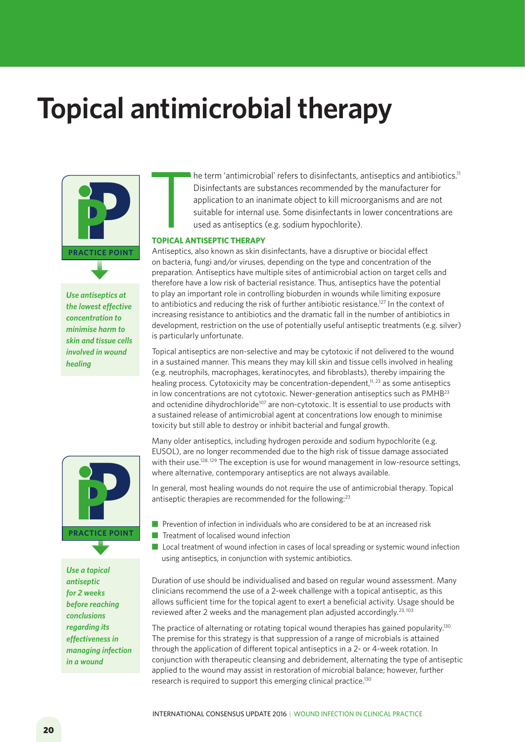# Topical antimicrobial therapy

**PRACTICE POINT**

*Use antiseptics at the lowest effective concentration to minimise harm to skin and tissue cells involved in wound healing*

The term 'antimicrobial' refers to disinfectants, antiseptics and antibiotics.[11] Disinfectants are substances recommended by the manufacturer for application to an inanimate object to kill microorganisms and are not suitable for internal use. Some disinfectants in lower concentrations are used as antiseptics (e.g. sodium hypochlorite).

### TOPICAL ANTISEPTIC THERAPY

Antiseptics, also known as skin disinfectants, have a disruptive or biocidal effect on bacteria, fungi and/or viruses, depending on the type and concentration of the preparation. Antiseptics have multiple sites of antimicrobial action on target cells and therefore have a low risk of bacterial resistance. Thus, antiseptics have the potential to play an important role in controlling bioburden in wounds while limiting exposure to antibiotics and reducing the risk of further antibiotic resistance.[127] In the context of increasing resistance to antibiotics and the dramatic fall in the number of antibiotics in development, restriction on the use of potentially useful antiseptic treatments (e.g. silver) is particularly unfortunate.

Topical antiseptics are non-selective and may be cytotoxic if not delivered to the wound in a sustained manner. This means they may kill skin and tissue cells involved in healing (e.g. neutrophils, macrophages, keratinocytes, and fibroblasts), thereby impairing the healing process. Cytotoxicity may be concentration-dependent,[11, 23] as some antiseptics in low concentrations are not cytotoxic. Newer-generation antiseptics such as PMHB[23] and octenidine dihydrochloride[107] are non-cytotoxic. It is essential to use products with a sustained release of antimicrobial agent at concentrations low enough to minimise toxicity but still able to destroy or inhibit bacterial and fungal growth.

Many older antiseptics, including hydrogen peroxide and sodium hypochlorite (e.g. EUSOL), are no longer recommended due to the high risk of tissue damage associated with their use.[128, 129] The exception is use for wound management in low-resource settings, where alternative, contemporary antiseptics are not always available.

In general, most healing wounds do not require the use of antimicrobial therapy. Topical antiseptic therapies are recommended for the following:[23]

- Prevention of infection in individuals who are considered to be at an increased risk
- Treatment of localised wound infection
- Local treatment of wound infection in cases of local spreading or systemic wound infection using antiseptics, in conjunction with systemic antibiotics.

**PRACTICE POINT**

*Use a topical antiseptic for 2 weeks before reaching conclusions regarding its effectiveness in managing infection in a wound*

Duration of use should be individualised and based on regular wound assessment. Many clinicians recommend the use of a 2-week challenge with a topical antiseptic, as this allows sufficient time for the topical agent to exert a beneficial activity. Usage should be reviewed after 2 weeks and the management plan adjusted accordingly.[23, 103]

The practice of alternating or rotating topical wound therapies has gained popularity.[130] The premise for this strategy is that suppression of a range of microbials is attained through the application of different topical antiseptics in a 2- or 4-week rotation. In conjunction with therapeutic cleansing and debridement, alternating the type of antiseptic applied to the wound may assist in restoration of microbial balance; however, further research is required to support this emerging clinical practice.[130]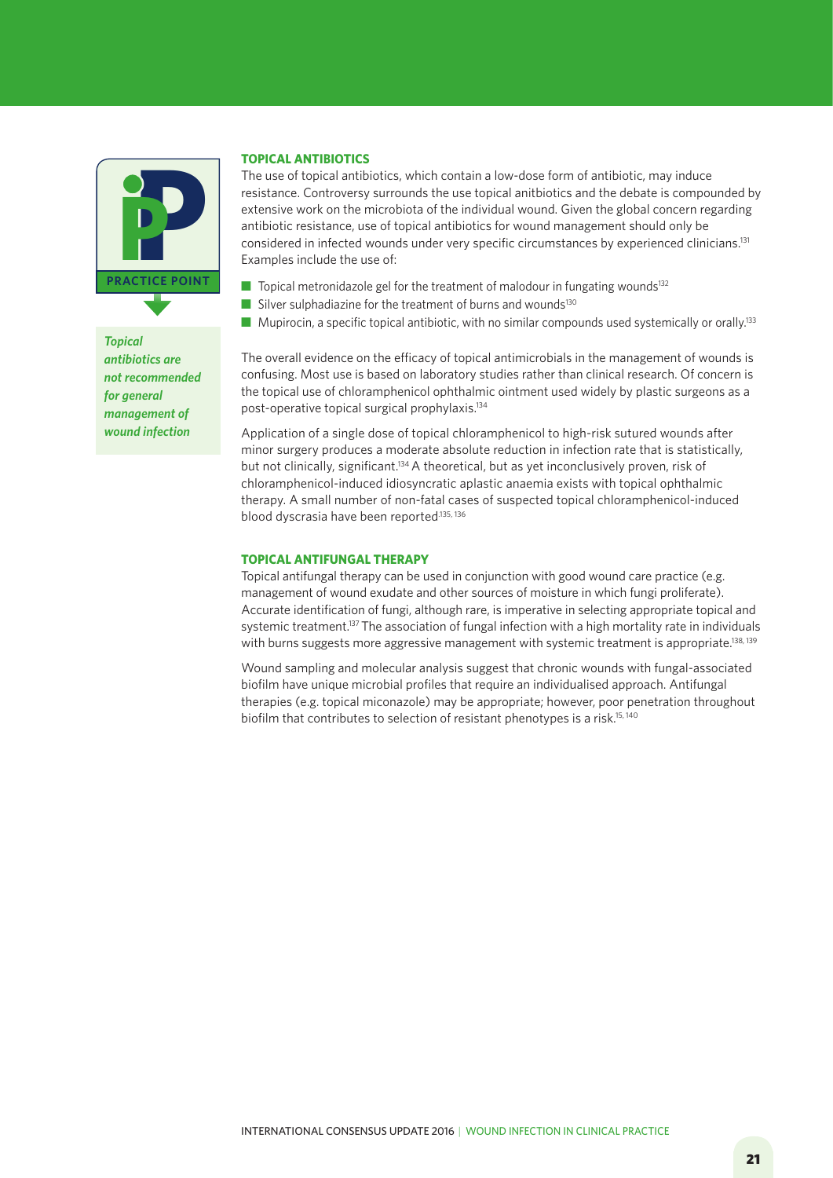**PRACTICE POINT**

***Topical antibiotics are not recommended for general management of wound infection***

## TOPICAL ANTIBIOTICS

The use of topical antibiotics, which contain a low-dose form of antibiotic, may induce resistance. Controversy surrounds the use topical anitbiotics and the debate is compounded by extensive work on the microbiota of the individual wound. Given the global concern regarding antibiotic resistance, use of topical antibiotics for wound management should only be considered in infected wounds under very specific circumstances by experienced clinicians.[131] Examples include the use of:

- Topical metronidazole gel for the treatment of malodour in fungating wounds[132]
- Silver sulphadiazine for the treatment of burns and wounds[130]
- Mupirocin, a specific topical antibiotic, with no similar compounds used systemically or orally.[133]

The overall evidence on the efficacy of topical antimicrobials in the management of wounds is confusing. Most use is based on laboratory studies rather than clinical research. Of concern is the topical use of chloramphenicol ophthalmic ointment used widely by plastic surgeons as a post-operative topical surgical prophylaxis.[134]

Application of a single dose of topical chloramphenicol to high-risk sutured wounds after minor surgery produces a moderate absolute reduction in infection rate that is statistically, but not clinically, significant.[134] A theoretical, but as yet inconclusively proven, risk of chloramphenicol-induced idiosyncratic aplastic anaemia exists with topical ophthalmic therapy. A small number of non-fatal cases of suspected topical chloramphenicol-induced blood dyscrasia have been reported[135, 136]

## TOPICAL ANTIFUNGAL THERAPY

Topical antifungal therapy can be used in conjunction with good wound care practice (e.g. management of wound exudate and other sources of moisture in which fungi proliferate). Accurate identification of fungi, although rare, is imperative in selecting appropriate topical and systemic treatment.[137] The association of fungal infection with a high mortality rate in individuals with burns suggests more aggressive management with systemic treatment is appropriate.[138, 139]

Wound sampling and molecular analysis suggest that chronic wounds with fungal-associated biofilm have unique microbial profiles that require an individualised approach. Antifungal therapies (e.g. topical miconazole) may be appropriate; however, poor penetration throughout biofilm that contributes to selection of resistant phenotypes is a risk.[15, 140]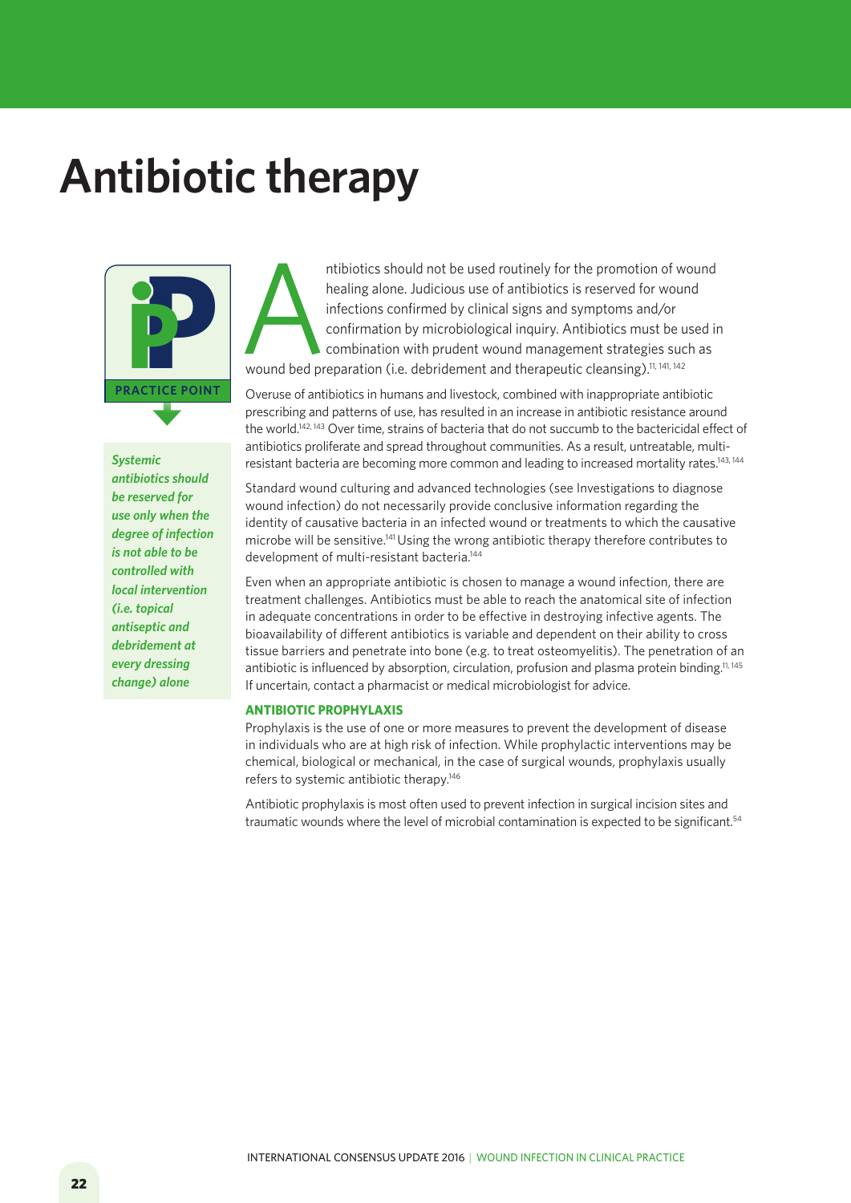# Antibiotic therapy

**PRACTICE POINT**

***Systemic antibiotics should be reserved for use only when the degree of infection is not able to be controlled with local intervention (i.e. topical antiseptic and debridement at every dressing change) alone***

Antibiotics should not be used routinely for the promotion of wound healing alone. Judicious use of antibiotics is reserved for wound infections confirmed by clinical signs and symptoms and/or confirmation by microbiological inquiry. Antibiotics must be used in combination with prudent wound management strategies such as wound bed preparation (i.e. debridement and therapeutic cleansing).[11, 141, 142]

Overuse of antibiotics in humans and livestock, combined with inappropriate antibiotic prescribing and patterns of use, has resulted in an increase in antibiotic resistance around the world.[142, 143] Over time, strains of bacteria that do not succumb to the bactericidal effect of antibiotics proliferate and spread throughout communities. As a result, untreatable, multi-resistant bacteria are becoming more common and leading to increased mortality rates.[143, 144]

Standard wound culturing and advanced technologies (see Investigations to diagnose wound infection) do not necessarily provide conclusive information regarding the identity of causative bacteria in an infected wound or treatments to which the causative microbe will be sensitive.[141] Using the wrong antibiotic therapy therefore contributes to development of multi-resistant bacteria.[144]

Even when an appropriate antibiotic is chosen to manage a wound infection, there are treatment challenges. Antibiotics must be able to reach the anatomical site of infection in adequate concentrations in order to be effective in destroying infective agents. The bioavailability of different antibiotics is variable and dependent on their ability to cross tissue barriers and penetrate into bone (e.g. to treat osteomyelitis). The penetration of an antibiotic is influenced by absorption, circulation, profusion and plasma protein binding.[11, 145] If uncertain, contact a pharmacist or medical microbiologist for advice.

### ANTIBIOTIC PROPHYLAXIS

Prophylaxis is the use of one or more measures to prevent the development of disease in individuals who are at high risk of infection. While prophylactic interventions may be chemical, biological or mechanical, in the case of surgical wounds, prophylaxis usually refers to systemic antibiotic therapy.[146]

Antibiotic prophylaxis is most often used to prevent infection in surgical incision sites and traumatic wounds where the level of microbial contamination is expected to be significant.[54]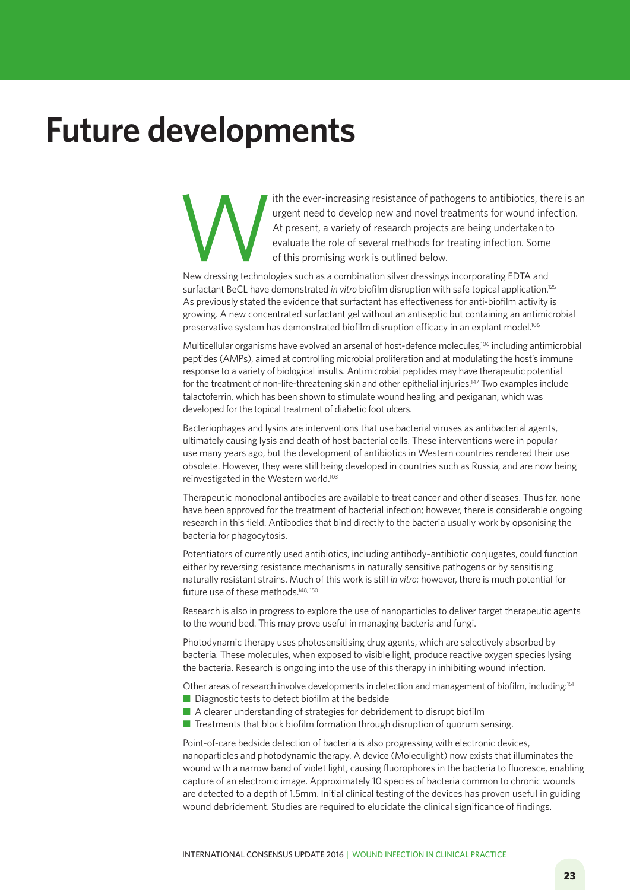# Future developments

With the ever-increasing resistance of pathogens to antibiotics, there is an urgent need to develop new and novel treatments for wound infection. At present, a variety of research projects are being undertaken to evaluate the role of several methods for treating infection. Some of this promising work is outlined below.

New dressing technologies such as a combination silver dressings incorporating EDTA and surfactant BeCL have demonstrated *in vitro* biofilm disruption with safe topical application.[125] As previously stated the evidence that surfactant has effectiveness for anti-biofilm activity is growing. A new concentrated surfactant gel without an antiseptic but containing an antimicrobial preservative system has demonstrated biofilm disruption efficacy in an explant model.[106]

Multicellular organisms have evolved an arsenal of host-defence molecules,[106] including antimicrobial peptides (AMPs), aimed at controlling microbial proliferation and at modulating the host's immune response to a variety of biological insults. Antimicrobial peptides may have therapeutic potential for the treatment of non-life-threatening skin and other epithelial injuries.[147] Two examples include talactoferrin, which has been shown to stimulate wound healing, and pexiganan, which was developed for the topical treatment of diabetic foot ulcers.

Bacteriophages and lysins are interventions that use bacterial viruses as antibacterial agents, ultimately causing lysis and death of host bacterial cells. These interventions were in popular use many years ago, but the development of antibiotics in Western countries rendered their use obsolete. However, they were still being developed in countries such as Russia, and are now being reinvestigated in the Western world.[103]

Therapeutic monoclonal antibodies are available to treat cancer and other diseases. Thus far, none have been approved for the treatment of bacterial infection; however, there is considerable ongoing research in this field. Antibodies that bind directly to the bacteria usually work by opsonising the bacteria for phagocytosis.

Potentiators of currently used antibiotics, including antibody–antibiotic conjugates, could function either by reversing resistance mechanisms in naturally sensitive pathogens or by sensitising naturally resistant strains. Much of this work is still *in vitro*; however, there is much potential for future use of these methods.[148, 150]

Research is also in progress to explore the use of nanoparticles to deliver target therapeutic agents to the wound bed. This may prove useful in managing bacteria and fungi.

Photodynamic therapy uses photosensitising drug agents, which are selectively absorbed by bacteria. These molecules, when exposed to visible light, produce reactive oxygen species lysing the bacteria. Research is ongoing into the use of this therapy in inhibiting wound infection.

Other areas of research involve developments in detection and management of biofilm, including:[151]

- Diagnostic tests to detect biofilm at the bedside
- A clearer understanding of strategies for debridement to disrupt biofilm
- Treatments that block biofilm formation through disruption of quorum sensing.

Point-of-care bedside detection of bacteria is also progressing with electronic devices, nanoparticles and photodynamic therapy. A device (Moleculight) now exists that illuminates the wound with a narrow band of violet light, causing fluorophores in the bacteria to fluoresce, enabling capture of an electronic image. Approximately 10 species of bacteria common to chronic wounds are detected to a depth of 1.5mm. Initial clinical testing of the devices has proven useful in guiding wound debridement. Studies are required to elucidate the clinical significance of findings.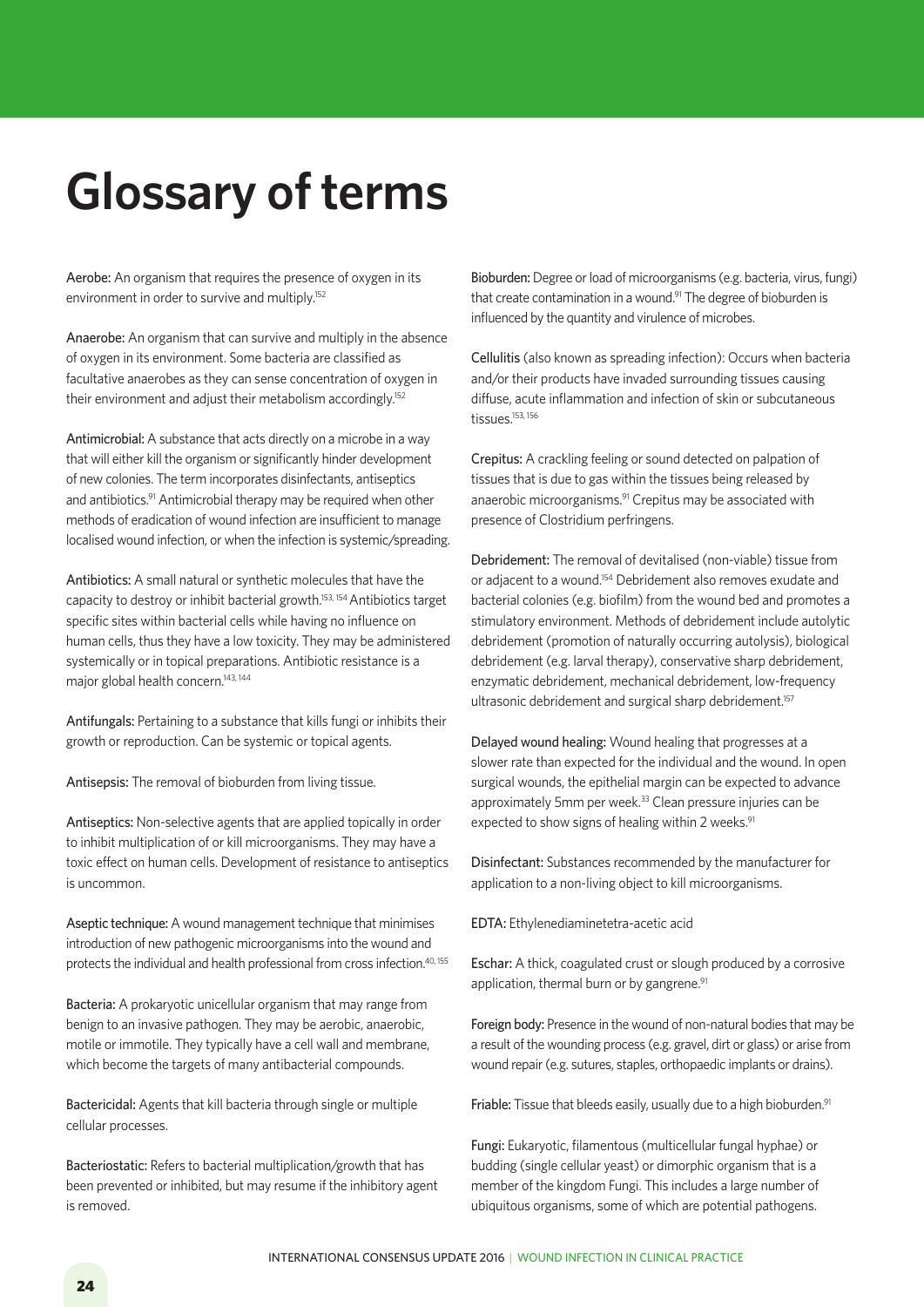# Glossary of terms

**Aerobe:** An organism that requires the presence of oxygen in its environment in order to survive and multiply.[152]

**Anaerobe:** An organism that can survive and multiply in the absence of oxygen in its environment. Some bacteria are classified as facultative anaerobes as they can sense concentration of oxygen in their environment and adjust their metabolism accordingly.[152]

**Antimicrobial:** A substance that acts directly on a microbe in a way that will either kill the organism or significantly hinder development of new colonies. The term incorporates disinfectants, antiseptics and antibiotics.[91] Antimicrobial therapy may be required when other methods of eradication of wound infection are insufficient to manage localised wound infection, or when the infection is systemic/spreading.

**Antibiotics:** A small natural or synthetic molecules that have the capacity to destroy or inhibit bacterial growth.[153, 154] Antibiotics target specific sites within bacterial cells while having no influence on human cells, thus they have a low toxicity. They may be administered systemically or in topical preparations. Antibiotic resistance is a major global health concern.[143, 144]

**Antifungals:** Pertaining to a substance that kills fungi or inhibits their growth or reproduction. Can be systemic or topical agents.

**Antisepsis:** The removal of bioburden from living tissue.

**Antiseptics:** Non-selective agents that are applied topically in order to inhibit multiplication of or kill microorganisms. They may have a toxic effect on human cells. Development of resistance to antiseptics is uncommon.

**Aseptic technique:** A wound management technique that minimises introduction of new pathogenic microorganisms into the wound and protects the individual and health professional from cross infection.[40, 155]

**Bacteria:** A prokaryotic unicellular organism that may range from benign to an invasive pathogen. They may be aerobic, anaerobic, motile or immotile. They typically have a cell wall and membrane, which become the targets of many antibacterial compounds.

**Bactericidal:** Agents that kill bacteria through single or multiple cellular processes.

**Bacteriostatic:** Refers to bacterial multiplication/growth that has been prevented or inhibited, but may resume if the inhibitory agent is removed.

**Bioburden:** Degree or load of microorganisms (e.g. bacteria, virus, fungi) that create contamination in a wound.[91] The degree of bioburden is influenced by the quantity and virulence of microbes.

**Cellulitis** (also known as spreading infection): Occurs when bacteria and/or their products have invaded surrounding tissues causing diffuse, acute inflammation and infection of skin or subcutaneous tissues.[153, 156]

**Crepitus:** A crackling feeling or sound detected on palpation of tissues that is due to gas within the tissues being released by anaerobic microorganisms.[91] Crepitus may be associated with presence of Clostridium perfringens.

**Debridement:** The removal of devitalised (non-viable) tissue from or adjacent to a wound.[154] Debridement also removes exudate and bacterial colonies (e.g. biofilm) from the wound bed and promotes a stimulatory environment. Methods of debridement include autolytic debridement (promotion of naturally occurring autolysis), biological debridement (e.g. larval therapy), conservative sharp debridement, enzymatic debridement, mechanical debridement, low-frequency ultrasonic debridement and surgical sharp debridement.[157]

**Delayed wound healing:** Wound healing that progresses at a slower rate than expected for the individual and the wound. In open surgical wounds, the epithelial margin can be expected to advance approximately 5mm per week.[33] Clean pressure injuries can be expected to show signs of healing within 2 weeks.[91]

**Disinfectant:** Substances recommended by the manufacturer for application to a non-living object to kill microorganisms.

**EDTA:** Ethylenediaminetetra-acetic acid

**Eschar:** A thick, coagulated crust or slough produced by a corrosive application, thermal burn or by gangrene.[91]

**Foreign body:** Presence in the wound of non-natural bodies that may be a result of the wounding process (e.g. gravel, dirt or glass) or arise from wound repair (e.g. sutures, staples, orthopaedic implants or drains).

**Friable:** Tissue that bleeds easily, usually due to a high bioburden.[91]

**Fungi:** Eukaryotic, filamentous (multicellular fungal hyphae) or budding (single cellular yeast) or dimorphic organism that is a member of the kingdom Fungi. This includes a large number of ubiquitous organisms, some of which are potential pathogens.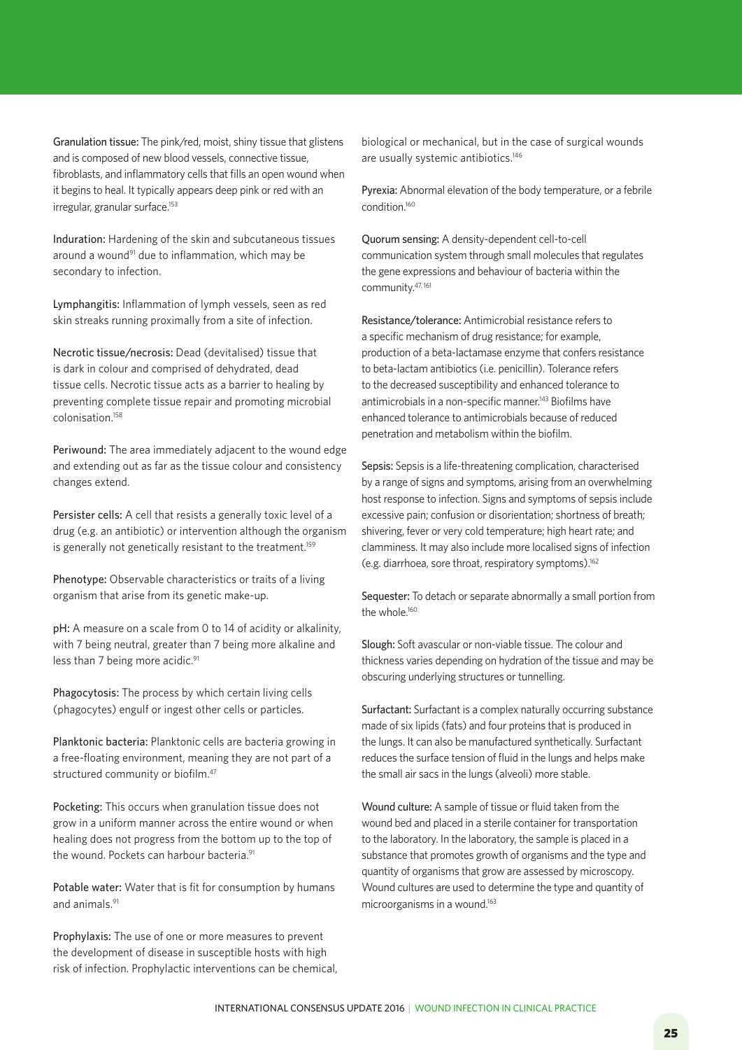**Granulation tissue:** The pink/red, moist, shiny tissue that glistens and is composed of new blood vessels, connective tissue, fibroblasts, and inflammatory cells that fills an open wound when it begins to heal. It typically appears deep pink or red with an irregular, granular surface.[153]

**Induration:** Hardening of the skin and subcutaneous tissues around a wound[91] due to inflammation, which may be secondary to infection.

**Lymphangitis:** Inflammation of lymph vessels, seen as red skin streaks running proximally from a site of infection.

**Necrotic tissue/necrosis:** Dead (devitalised) tissue that is dark in colour and comprised of dehydrated, dead tissue cells. Necrotic tissue acts as a barrier to healing by preventing complete tissue repair and promoting microbial colonisation.[158]

**Periwound:** The area immediately adjacent to the wound edge and extending out as far as the tissue colour and consistency changes extend.

**Persister cells:** A cell that resists a generally toxic level of a drug (e.g. an antibiotic) or intervention although the organism is generally not genetically resistant to the treatment.[159]

**Phenotype:** Observable characteristics or traits of a living organism that arise from its genetic make-up.

**pH:** A measure on a scale from 0 to 14 of acidity or alkalinity, with 7 being neutral, greater than 7 being more alkaline and less than 7 being more acidic.[91]

**Phagocytosis:** The process by which certain living cells (phagocytes) engulf or ingest other cells or particles.

**Planktonic bacteria:** Planktonic cells are bacteria growing in a free-floating environment, meaning they are not part of a structured community or biofilm.[47]

**Pocketing:** This occurs when granulation tissue does not grow in a uniform manner across the entire wound or when healing does not progress from the bottom up to the top of the wound. Pockets can harbour bacteria.[91]

**Potable water:** Water that is fit for consumption by humans and animals.[91]

**Prophylaxis:** The use of one or more measures to prevent the development of disease in susceptible hosts with high risk of infection. Prophylactic interventions can be chemical, biological or mechanical, but in the case of surgical wounds are usually systemic antibiotics.[146]

**Pyrexia:** Abnormal elevation of the body temperature, or a febrile condition.[160]

**Quorum sensing:** A density-dependent cell-to-cell communication system through small molecules that regulates the gene expressions and behaviour of bacteria within the community.[47,161]

**Resistance/tolerance:** Antimicrobial resistance refers to a specific mechanism of drug resistance; for example, production of a beta-lactamase enzyme that confers resistance to beta-lactam antibiotics (i.e. penicillin). Tolerance refers to the decreased susceptibility and enhanced tolerance to antimicrobials in a non-specific manner.[143] Biofilms have enhanced tolerance to antimicrobials because of reduced penetration and metabolism within the biofilm.

**Sepsis:** Sepsis is a life-threatening complication, characterised by a range of signs and symptoms, arising from an overwhelming host response to infection. Signs and symptoms of sepsis include excessive pain; confusion or disorientation; shortness of breath; shivering, fever or very cold temperature; high heart rate; and clamminess. It may also include more localised signs of infection (e.g. diarrhoea, sore throat, respiratory symptoms).[162]

**Sequester:** To detach or separate abnormally a small portion from the whole.[160]

**Slough:** Soft avascular or non-viable tissue. The colour and thickness varies depending on hydration of the tissue and may be obscuring underlying structures or tunnelling.

**Surfactant:** Surfactant is a complex naturally occurring substance made of six lipids (fats) and four proteins that is produced in the lungs. It can also be manufactured synthetically. Surfactant reduces the surface tension of fluid in the lungs and helps make the small air sacs in the lungs (alveoli) more stable.

**Wound culture:** A sample of tissue or fluid taken from the wound bed and placed in a sterile container for transportation to the laboratory. In the laboratory, the sample is placed in a substance that promotes growth of organisms and the type and quantity of organisms that grow are assessed by microscopy. Wound cultures are used to determine the type and quantity of microorganisms in a wound.[163]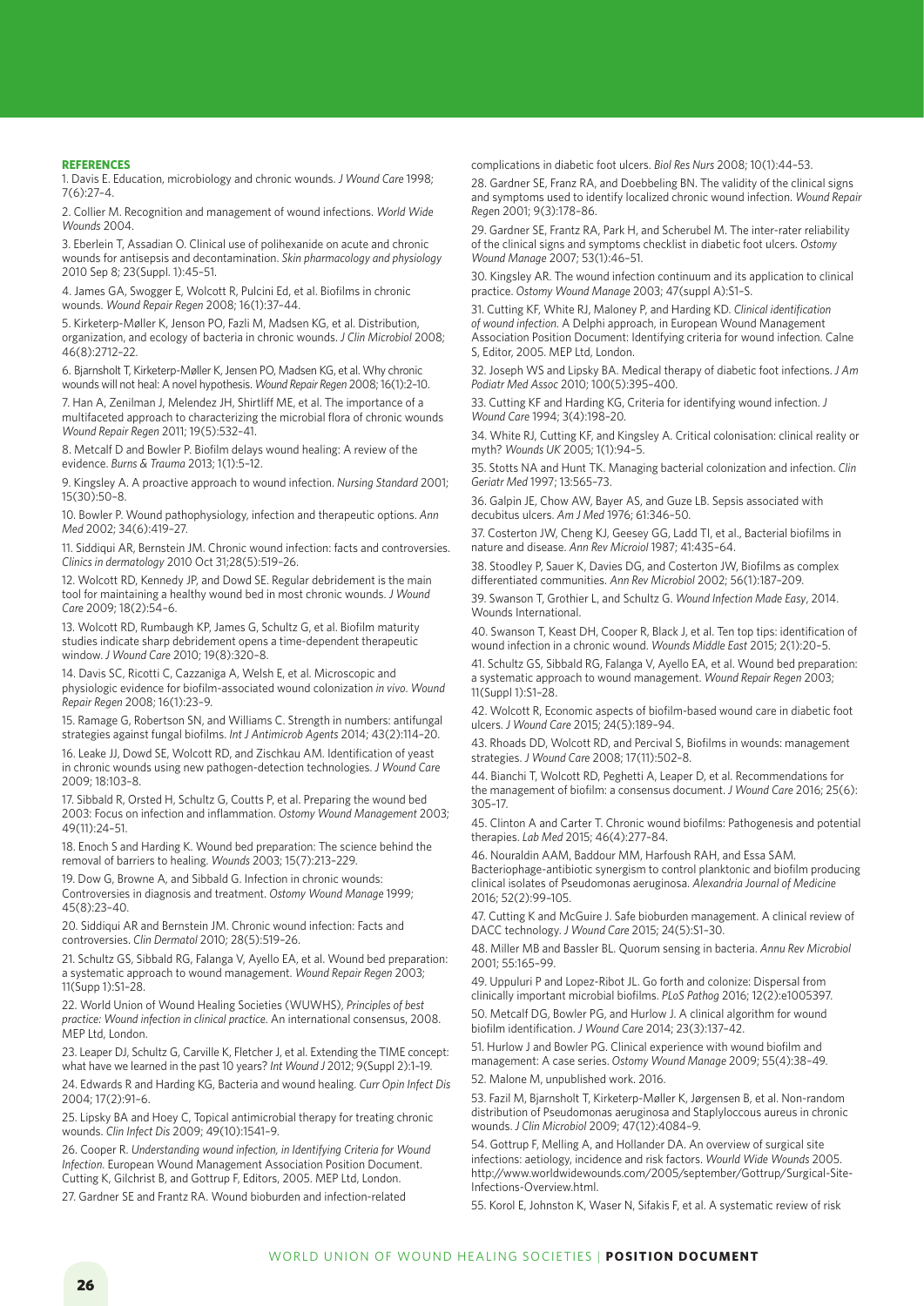## REFERENCES

1. Davis E. Education, microbiology and chronic wounds. *J Wound Care* 1998; 7(6):27–4.

2. Collier M. Recognition and management of wound infections. *World Wide Wounds* 2004.

3. Eberlein T, Assadian O. Clinical use of polihexanide on acute and chronic wounds for antisepsis and decontamination. *Skin pharmacology and physiology* 2010 Sep 8; 23(Suppl. 1):45–51.

4. James GA, Swogger E, Wolcott R, Pulcini Ed, et al. Biofilms in chronic wounds. *Wound Repair Regen* 2008; 16(1):37–44.

5. Kirketerp-Møller K, Jenson PO, Fazli M, Madsen KG, et al. Distribution, organization, and ecology of bacteria in chronic wounds. *J Clin Microbiol* 2008; 46(8):2712–22.

6. Bjarnsholt T, Kirketerp-Møller K, Jensen PO, Madsen KG, et al. Why chronic wounds will not heal: A novel hypothesis. *Wound Repair Regen* 2008; 16(1):2–10.

7. Han A, Zenilman J, Melendez JH, Shirtliff ME, et al. The importance of a multifaceted approach to characterizing the microbial flora of chronic wounds *Wound Repair Regen* 2011; 19(5):532–41.

8. Metcalf D and Bowler P. Biofilm delays wound healing: A review of the evidence. *Burns & Trauma* 2013; 1(1):5–12.

9. Kingsley A. A proactive approach to wound infection. *Nursing Standard* 2001; 15(30):50–8.

10. Bowler P. Wound pathophysiology, infection and therapeutic options. *Ann Med* 2002; 34(6):419–27.

11. Siddiqui AR, Bernstein JM. Chronic wound infection: facts and controversies. *Clinics in dermatology* 2010 Oct 31;28(5):519–26.

12. Wolcott RD, Kennedy JP, and Dowd SE. Regular debridement is the main tool for maintaining a healthy wound bed in most chronic wounds. *J Wound Care* 2009; 18(2):54–6.

13. Wolcott RD, Rumbaugh KP, James G, Schultz G, et al. Biofilm maturity studies indicate sharp debridement opens a time-dependent therapeutic window. *J Wound Care* 2010; 19(8):320–8.

14. Davis SC, Ricotti C, Cazzaniga A, Welsh E, et al. Microscopic and physiologic evidence for biofilm-associated wound colonization *in vivo*. *Wound Repair Regen* 2008; 16(1):23–9.

15. Ramage G, Robertson SN, and Williams C. Strength in numbers: antifungal strategies against fungal biofilms. *Int J Antimicrob Agents* 2014; 43(2):114–20.

16. Leake JJ, Dowd SE, Wolcott RD, and Zischkau AM. Identification of yeast in chronic wounds using new pathogen-detection technologies. *J Wound Care* 2009; 18:103–8.

17. Sibbald R, Orsted H, Schultz G, Coutts P, et al. Preparing the wound bed 2003: Focus on infection and inflammation. *Ostomy Wound Management* 2003; 49(11):24–51.

18. Enoch S and Harding K. Wound bed preparation: The science behind the removal of barriers to healing. *Wounds* 2003; 15(7):213–229.

19. Dow G, Browne A, and Sibbald G. Infection in chronic wounds: Controversies in diagnosis and treatment. *Ostomy Wound Manage* 1999; 45(8):23–40.

20. Siddiqui AR and Bernstein JM. Chronic wound infection: Facts and controversies. *Clin Dermatol* 2010; 28(5):519–26.

21. Schultz GS, Sibbald RG, Falanga V, Ayello EA, et al. Wound bed preparation: a systematic approach to wound management. *Wound Repair Regen* 2003; 11(Supp 1):S1–28.

22. World Union of Wound Healing Societies (WUWHS), *Principles of best practice: Wound infection in clinical practice*. An international consensus, 2008. MEP Ltd, London.

23. Leaper DJ, Schultz G, Carville K, Fletcher J, et al. Extending the TIME concept: what have we learned in the past 10 years? *Int Wound J* 2012; 9(Suppl 2):1–19.

24. Edwards R and Harding KG, Bacteria and wound healing. *Curr Opin Infect Dis* 2004; 17(2):91–6.

25. Lipsky BA and Hoey C, Topical antimicrobial therapy for treating chronic wounds. *Clin Infect Dis* 2009; 49(10):1541–9.

26. Cooper R. *Understanding wound infection, in Identifying Criteria for Wound Infection*. European Wound Management Association Position Document. Cutting K, Gilchrist B, and Gottrup F, Editors, 2005. MEP Ltd, London.

27. Gardner SE and Frantz RA. Wound bioburden and infection-related complications in diabetic foot ulcers. *Biol Res Nurs* 2008; 10(1):44–53.

28. Gardner SE, Franz RA, and Doebbeling BN. The validity of the clinical signs and symptoms used to identify localized chronic wound infection. *Wound Repair Regen* 2001; 9(3):178–86.

29. Gardner SE, Frantz RA, Park H, and Scherubel M. The inter-rater reliability of the clinical signs and symptoms checklist in diabetic foot ulcers. *Ostomy Wound Manage* 2007; 53(1):46–51.

30. Kingsley AR. The wound infection continuum and its application to clinical practice. *Ostomy Wound Manage* 2003; 47(suppl A):S1–S.

31. Cutting KF, White RJ, Maloney P, and Harding KD. *Clinical identification of wound infection*. A Delphi approach, in European Wound Management Association Position Document: Identifying criteria for wound infection. Calne S, Editor, 2005. MEP Ltd, London.

32. Joseph WS and Lipsky BA. Medical therapy of diabetic foot infections. *J Am Podiatr Med Assoc* 2010; 100(5):395–400.

33. Cutting KF and Harding KG, Criteria for identifying wound infection. *J Wound Care* 1994; 3(4):198–20.

34. White RJ, Cutting KF, and Kingsley A. Critical colonisation: clinical reality or myth? *Wounds UK* 2005; 1(1):94–5.

35. Stotts NA and Hunt TK. Managing bacterial colonization and infection. *Clin Geriatr Med* 1997; 13:565–73.

36. Galpin JE, Chow AW, Bayer AS, and Guze LB. Sepsis associated with decubitus ulcers. *Am J Med* 1976; 61:346–50.

37. Costerton JW, Cheng KJ, Geesey GG, Ladd TI, et al., Bacterial biofilms in nature and disease. *Ann Rev Microiol* 1987; 41:435–64.

38. Stoodley P, Sauer K, Davies DG, and Costerton JW, Biofilms as complex differentiated communities. *Ann Rev Microbiol* 2002; 56(1):187–209.

39. Swanson T, Grothier L, and Schultz G. *Wound Infection Made Easy*, 2014. Wounds International.

40. Swanson T, Keast DH, Cooper R, Black J, et al. Ten top tips: identification of wound infection in a chronic wound. *Wounds Middle East* 2015; 2(1):20–5.

41. Schultz GS, Sibbald RG, Falanga V, Ayello EA, et al. Wound bed preparation: a systematic approach to wound management. *Wound Repair Regen* 2003; 11(Suppl 1):S1–28.

42. Wolcott R, Economic aspects of biofilm-based wound care in diabetic foot ulcers. *J Wound Care* 2015; 24(5):189–94.

43. Rhoads DD, Wolcott RD, and Percival S, Biofilms in wounds: management strategies. *J Wound Care* 2008; 17(11):502–8.

44. Bianchi T, Wolcott RD, Peghetti A, Leaper D, et al. Recommendations for the management of biofilm: a consensus document. *J Wound Care* 2016; 25(6): 305–17.

45. Clinton A and Carter T. Chronic wound biofilms: Pathogenesis and potential therapies. *Lab Med* 2015; 46(4):277–84.

46. Nouraldin AAM, Baddour MM, Harfoush RAH, and Essa SAM. Bacteriophage-antibiotic synergism to control planktonic and biofilm producing clinical isolates of Pseudomonas aeruginosa. *Alexandria Journal of Medicine* 2016; 52(2):99–105.

47. Cutting K and McGuire J. Safe bioburden management. A clinical review of DACC technology. *J Wound Care* 2015; 24(5):S1–30.

48. Miller MB and Bassler BL. Quorum sensing in bacteria. *Annu Rev Microbiol* 2001; 55:165–99.

49. Uppuluri P and Lopez-Ribot JL. Go forth and colonize: Dispersal from clinically important microbial biofilms. *PLoS Pathog* 2016; 12(2):e1005397.

50. Metcalf DG, Bowler PG, and Hurlow J. A clinical algorithm for wound biofilm identification. *J Wound Care* 2014; 23(3):137–42.

51. Hurlow J and Bowler PG. Clinical experience with wound biofilm and management: A case series. *Ostomy Wound Manage* 2009; 55(4):38–49.

52. Malone M, unpublished work. 2016.

53. Fazil M, Bjarnsholt T, Kirketerp-Møller K, Jørgensen B, et al. Non-random distribution of Pseudomonas aeruginosa and Staplyloccous aureus in chronic wounds. *J Clin Microbiol* 2009; 47(12):4084–9.

54. Gottrup F, Melling A, and Hollander DA. An overview of surgical site infections: aetiology, incidence and risk factors. *Wourld Wide Wounds* 2005. http://www.worldwidewounds.com/2005/september/Gottrup/Surgical-Site-Infections-Overview.html.

55. Korol E, Johnston K, Waser N, Sifakis F, et al. A systematic review of risk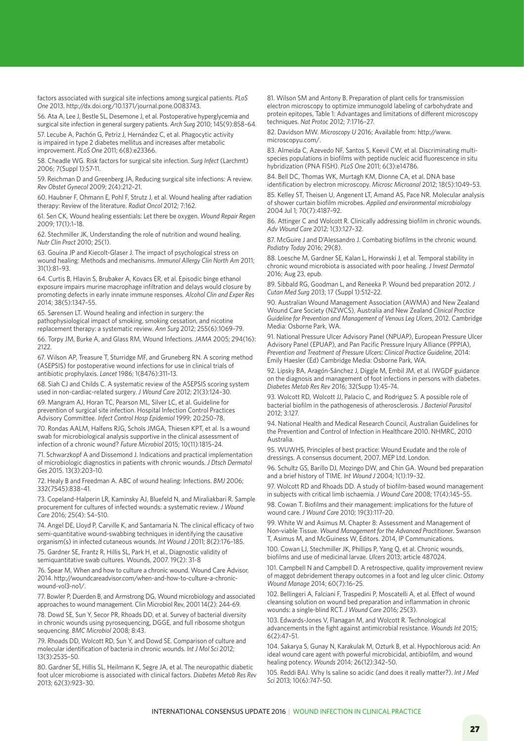factors associated with surgical site infections among surgical patients. *PLoS One* 2013. http://dx.doi.org/10.1371/journal.pone.0083743.

56. Ata A, Lee J, Bestle SL, Desemone J, et al. Postoperative hyperglycemia and surgical site infection in general surgery patients. *Arch Surg* 2010; 145(9):858–64.

57. Lecube A, Pachón G, Petriz J, Hernández C, et al. Phagocytic activity is impaired in type 2 diabetes mellitus and increases after metabolic improvement. *PLoS One* 2011; 6(8):e23366.

58. Cheadle WG. Risk factors for surgical site infection. *Surg Infect* (Larchmt) 2006; 7(Suppl 1):S7-11.

59. Reichman D and Greenberg JA, Reducing surgical site infections: A review. *Rev Obstet Gynecol* 2009; 2(4):212–21.

60. Haubner F, Ohmann E, Pohl F, Strutz J, et al. Wound healing after radiation therapy: Review of the literature. *Radiat Oncol* 2012; 7:162.

61. Sen CK, Wound healing essentials: Let there be oxygen. *Wound Repair Regen* 2009; 17(1):1–18.

62. Stechmiller JK, Understanding the role of nutrition and wound healing. *Nutr Clin Pract* 2010; 25(1).

63. Gouina JP and Kiecolt-Glaser J. The impact of psychological stress on wound healing: Methods and mechanisms. *Immunol Allergy Clin North Am* 2011; 31(1):81–93.

64. Curtis B, Hlavin S, Brubaker A, Kovacs ER, et al. Episodic binge ethanol exposure impairs murine macrophage infiltration and delays would closure by promoting defects in early innate immune responses. *Alcohol Clin and Exper Res* 2014; 38(5):1347–55.

65. Sørensen LT. Wound healing and infection in surgery: the pathophysiological impact of smoking, smoking cessation, and nicotine replacement therapy: a systematic review. *Ann Surg* 2012; 255(6):1069–79.

66. Torpy JM, Burke A, and Glass RM, Wound Infections. *JAMA* 2005; 294(16): 2122.

67. Wilson AP, Treasure T, Sturridge MF, and Gruneberg RN. A scoring method (ASEPSIS) for postoperative wound infections for use in clinical trials of antibiotic prophylaxis. *Lancet* 1986; 1(8476):311–13.

68. Siah CJ and Childs C. A systematic review of the ASEPSIS scoring system used in non-cardiac-related surgery. *J Wound Care* 2012; 21(3):124–30.

69. Mangram AJ, Horan TC, Pearson ML, Silver LC, et al. Guideline for prevention of surgical site infection. Hospital Infection Control Practices Advisory Committee. *Infect Control Hosp Epidemiol* 1999; 20:250–78.

70. Rondas AALM, Halfens RJG, Schols JMGA, Thiesen KPT, et al. Is a wound swab for microbiological analysis supportive in the clinical assessment of infection of a chronic wound? *Future Microbiol* 2015; 10(11):1815–24.

71. Schwarzkopf A and Dissemond J. Indications and practical implementation of microbiologic diagnostics in patients with chronic wounds. *J Dtsch Dermatol Ges* 2015. 13(3):203–10.

72. Healy B and Freedman A. ABC of wound healing: Infections. *BMJ* 2006; 332(7545):838–41.

73. Copeland-Halperin LR, Kaminsky AJ, Bluefeld N, and Miraliakbari R. Sample procurement for cultures of infected wounds: a systematic review. *J Wound Care* 2016; 25(4): S4–S10.

74. Angel DE, Lloyd P, Carville K, and Santamaria N. The clinical efficacy of two semi-quantitative wound-swabbing techniques in identifying the causative organism(s) in infected cutaneous wounds. *Int Wound J* 2011; 8(2):176–185.

75. Gardner SE, Frantz R, Hillis SL, Park H, et al., Diagnostic validity of semiquantitative swab cultures. Wounds, 2007. 19(2): 31-8

76. Spear M, When and how to culture a chronic wound. Wound Care Advisor, 2014. http://woundcareadvisor.com/when-and-how-to-culture-a-chronic-wound-vol3-no1/.

77. Bowler P, Duerden B, and Armstrong DG, Wound microbiology and associated approaches to wound management. Clin Microbiol Rev, 2001 14(2): 244-69.

78. Dowd SE, Sun Y, Secor PR, Rhoads DD, et al. Survey of bacterial diversity in chronic wounds using pyrosequencing, DGGE, and full ribosome shotgun sequencing. *BMC Microbiol* 2008; 8:43.

79. Rhoads DD, Wolcott RD, Sun Y, and Dowd SE. Comparison of culture and molecular identification of bacteria in chronic wounds. *Int J Mol Sci* 2012; 13(3):2535–50.

80. Gardner SE, Hillis SL, Heilmann K, Segre JA, et al. The neuropathic diabetic foot ulcer microbiome is associated with clinical factors. *Diabetes Metab Res Rev* 2013; 62(3):923–30.

81. Wilson SM and Antony B. Preparation of plant cells for transmission electron microscopy to optimize immunogold labeling of carbohydrate and protein epitopes, Table 1: Advantages and limitations of different microscopy techniques. *Nat Protoc* 2012; 7:1716–27.

82. Davidson MW. *Microscopy U* 2016; Available from: http://www.microscopyu.com/.

83. Almeida C, Azevedo NF, Santos S, Keevil CW, et al. Discriminating multi-species populations in biofilms with peptide nucleic acid fluorescence in situ hybridization (PNA FISH). *PLoS One* 2011; 6(3):e14786.

84. Bell DC, Thomas WK, Murtagh KM, Dionne CA, et al. DNA base identification by electron microscopy. *Microsc Microanal* 2012; 18(5):1049–53.

85. Kelley ST, Theisen U, Angenent LT, Amand AS, Pace NR. Molecular analysis of shower curtain biofilm microbes. *Applied and environmental microbiology* 2004 Jul 1; 70(7):4187–92.

86. Attinger C and Wolcott R. Clinically addressing biofilm in chronic wounds. *Adv Wound Care* 2012; 1(3):127–32.

87. McGuire J and D'Alessandro J. Combating biofilms in the chronic wound. *Podiatry Today* 2016; 29(8).

88. Loesche M, Gardner SE, Kalan L, Horwinski J, et al. Temporal stability in chronic wound microbiota is associated with poor healing. *J Invest Dermatol* 2016; Aug 23, epub.

89. Sibbald RG, Goodman L, and Reneeka P. Wound bed preparation 2012. *J Cutan Med Surg* 2013; 17 (Suppl 1):S12–22.

90. Australian Wound Management Association (AWMA) and New Zealand Wound Care Society (NZWCS), Australia and New Zealand *Clinical Practice Guideline for Prevention and Management of Venous Leg Ulcers*, 2012. Cambridge Media: Osborne Park, WA.

91. National Pressure Ulcer Advisory Panel (NPUAP), European Pressure Ulcer Advisory Panel (EPUAP), and Pan Pacific Pressure Injury Alliance (PPPIA), *Prevention and Treatment of Pressure Ulcers: Clinical Practice Guideline*, 2014: Emily Haesler (Ed) Cambridge Media: Osborne Park, WA.

92. Lipsky BA, Aragón-Sánchez J, Diggle M, Embil JM, et al. IWGDF guidance on the diagnosis and management of foot infections in persons with diabetes. *Diabetes Metab Res Rev* 2016; 32(Supp 1):45–74.

93. Wolcott RD, Wolcott JJ, Palacio C, and Rodriguez S. A possible role of bacterial biofilm in the pathogenesis of atherosclerosis. *J Bacteriol Parasitol* 2012; 3:127.

94. National Health and Medical Research Council, Australian Guidelines for the Prevention and Control of Infection in Healthcare 2010. NHMRC, 2010 Australia.

95. WUWHS, Principles of best practice: Wound Exudate and the role of dressings. A consensus document, 2007. MEP Ltd. London.

96. Schultz GS, Barillo DJ, Mozingo DW, and Chin GA. Wound bed preparation and a brief history of TIME. *Int Wound J* 2004; 1(1):19–32.

97. Wolcott RD and Rhoads DD. A study of biofilm-based wound management in subjects with critical limb ischaemia. *J Wound Care* 2008; 17(4):145–55.

98. Cowan T. Biofilms and their management: implications for the future of wound care. *J Wound Care* 2010; 19(3):117–20.

99. White W and Asimus M. Chapter 8: Assessment and Management of Non-viable Tissue. *Wound Management for the Advanced Practitioner*. Swanson T, Asimus M, and McGuiness W, Editors. 2014, IP Communications.

100. Cowan LJ, Stechmiller JK, Phillips P, Yang Q, et al. Chronic wounds, biofilms and use of medicinal larvae. *Ulcers* 2013; article 487024.

101. Campbell N and Campbell D. A retrospective, quality improvement review of maggot debridement therapy outcomes in a foot and leg ulcer clinic. *Ostomy Wound Manage* 2014; 60(7):16–25.

102. Bellingeri A, Falciani F, Traspedini P, Moscatelli A, et al. Effect of wound cleansing solution on wound bed preparation and inflammation in chronic wounds: a single-blind RCT. *J Wound Care* 2016; 25(3).

103. Edwards-Jones V, Flanagan M, and Wolcott R. Technological advancements in the fight against antimicrobial resistance. *Wounds Int* 2015; 6(2):47–51.

104. Sakarya S, Gunay N, Karakulak M, Ozturk B, et al. Hypochlorous acid: An ideal wound care agent with powerful microbicidal, antibiofilm, and wound healing potency. *Wounds* 2014; 26(12):342–50.

105. Reddi BAJ. Why Is saline so acidic (and does it really matter?). *Int J Med Sci* 2013; 10(6):747–50.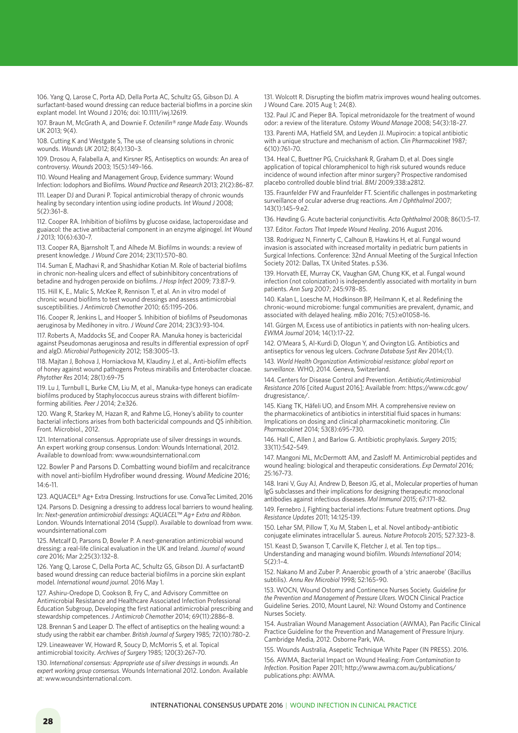106. Yang Q, Larose C, Porta AD, Della Porta AC, Schultz GS, Gibson DJ. A surfactant-based wound dressing can reduce bacterial bioflms in a porcine skin explant model. Int Wound J 2016; doi: 10.1111/iwj.12619.

107. Braun M, McGrath A, and Downie F. *Octenilin® range Made Easy*. Wounds UK 2013; 9(4).

108. Cutting K and Westgate S, The use of cleansing solutions in chronic wounds. *Wounds UK* 2012; 8(4):130–3.

109. Drosou A, Falabella A, and Kirsner RS, Antiseptics on wounds: An area of controversy. *Wounds* 2003; 15(5):149–166.

110. Wound Healing and Management Group, Evidence summary: Wound Infection: Iodophors and Biofilms. *Wound Practice and Research* 2013; 21(2):86–87.

111. Leaper DJ and Durani P. Topical antimicrobial therapy of chronic wounds healing by secondary intention using iodine products. *Int Wound J* 2008; 5(2):361–8.

112. Cooper RA. Inhibition of biofilms by glucose oxidase, lactoperoxidase and guaiacol: the active antibacterial component in an enzyme alginogel. *Int Wound J* 2013; 10(6):630–7.

113. Cooper RA, Bjarnsholt T, and Alhede M. Biofilms in wounds: a review of present knowledge. *J Wound Care* 2014; 23(11):570–80.

114. Suman E, Madhavi R, and Shashidhar Kotian M. Role of bacterial biofilms in chronic non-healing ulcers and effect of subinhibitory concentrations of betadine and hydrogen peroxide on biofilms. *J Hosp Infect* 2009; 73:87–9.

115. Hill K, E., Malic S, McKee R, Rennison T, et al. An in vitro model of chronic wound biofilms to test wound dressings and assess antimicrobial susceptibilities. *J Antimicrob Chemother* 2010; 65:1195–206.

116. Cooper R, Jenkins L, and Hooper S. Inhibition of biofilms of Pseudomonas aeruginosa by Medihoney in vitro. *J Wound Care* 2014; 23(3):93–104.

117. Roberts A, Maddocks SE, and Cooper RA. Manuka honey is bactericidal against Pseudomonas aeruginosa and results in differential expression of oprF and algD. *Microbial Pathogenicity* 2012; 158:3005–13.

118. Majtan J, Bohova J, Horniackova M, Klaudiny J, et al., Anti-biofilm effects of honey against wound pathogens Proteus mirabilis and Enterobacter cloacae. *Phytother Res* 2014; 28(1):69–75

119. Lu J, Turnbull L, Burke CM, Liu M, et al., Manuka-type honeys can eradicate biofilms produced by Staphylococcus aureus strains with different biofilm-forming abilities. *Peer J* 2014; 2:e326.

120. Wang R, Starkey M, Hazan R, and Rahme LG, Honey's ability to counter bacterial infections arises from both bactericidal compounds and QS inhibition. Front. Microbiol., 2012.

121. International consensus. Appropriate use of silver dressings in wounds. An expert working group consensus. London: Wounds International, 2012. Available to download from: www.woundsinternational.com

122. Bowler P and Parsons D. Combatting wound biofilm and recalcitrance with novel anti-biofilm Hydrofiber wound dressing. *Wound Medicine* 2016; 14:6-11.

123. AQUACEL® Ag+ Extra Dressing. Instructions for use. ConvaTec Limited, 2016

124. Parsons D. Designing a dressing to address local barriers to wound healing. In: *Next-generation antimicrobial dressings: AQUACEL™ Ag+ Extra and Ribbon*. London. Wounds International 2014 (Suppl). Available to download from www.woundsinternational.com

125. Metcalf D, Parsons D, Bowler P. A next-generation antimicrobial wound dressing: a real-life clinical evaluation in the UK and Ireland. *Journal of wound care* 2016; Mar 2;25(3):132–8.

126. Yang Q, Larose C, Della Porta AC, Schultz GS, Gibson DJ. A surfactantÐ based wound dressing can reduce bacterial biofilms in a porcine skin explant model. *International wound journal*. 2016 May 1.

127. Ashiru-Oredope D, Cookson B, Fry C, and Advisory Committee on Antimicrobial Resistance and Healthcare Associated Infection Professional Education Subgroup, Developing the first national antimicrobial prescribing and stewardship competences. *J Antimicrob Chemother* 2014; 69(11):2886–8.

128. Brennan S and Leaper D. The effect of antiseptics on the healing wound: a study using the rabbit ear chamber. *British Journal of Surgery* 1985; 72(10):780–2.

129. Lineaweaver W, Howard R, Soucy D, McMorris S, et al. Topical antimicrobial toxicity. *Archives of Surgery* 1985; 120(3):267–70.

130. *International consensus: Appropriate use of silver dressings in wounds. An expert working group consensus.* Wounds International 2012. London. Available at: www.woundsinternational.com.

131. Wolcott R. Disrupting the bioflm matrix improves wound healing outcomes. J Wound Care. 2015 Aug 1; 24(8).

132. Paul JC and Pieper BA. Topical metronidazole for the treatment of wound odor: a review of the literature. *Ostomy Wound Manage* 2008; 54(3):18–27.

133. Parenti MA, Hatfield SM, and Leyden JJ. Mupirocin: a topical antibiotic with a unique structure and mechanism of action. *Clin Pharmacokinet* 1987; 6(10):761–70.

134. Heal C, Buettner PG, Cruickshank R, Graham D, et al. Does single application of topical chloramphenicol to high risk sutured wounds reduce incidence of wound infection after minor surgery? Prospective randomised placebo controlled double blind trial. *BMJ* 2009;338:a2812.

135. Fraunfelder FW and Fraunfelder FT. Scientific challenges in postmarketing surveillance of ocular adverse drug reactions. *Am J Ophthalmol* 2007; 143(1):145–9.e2.

136. Høvding G. Acute bacterial conjunctivitis. *Acta Ophthalmol* 2008; 86(1):5–17.

137. Editor. *Factors That Impede Wound Healing*. 2016 August 2016.

138. Rodriguez N, Finnerty C, Calhoun B, Hawkins H, et al. Fungal wound invasion is associated with increased mortality in pediatric burn patients in Surgical Infections. Conference: 32nd Annual Meeting of the Surgical Infection Society 2012: Dallas, TX United States. p.S36.

139. Horvath EE, Murray CK, Vaughan GM, Chung KK, et al. Fungal wound infection (not colonization) is independently associated with mortality in burn patients. *Ann Surg* 2007; 245:978–85.

140. Kalan L, Loesche M, Hodkinson BP, Heilmann K, et al. Redefining the chronic-wound microbiome: fungal communities are prevalent, dynamic, and associated with delayed healing. *mBio* 2016; 7(5):e01058–16.

141. Gürgen M, Excess use of antibiotics in patients with non-healing ulcers. *EWMA Journal* 2014; 14(1):17–22.

142. O'Meara S, Al-Kurdi D, Ologun Y, and Ovington LG. Antibiotics and antiseptics for venous leg ulcers. *Cochrane Database Syst Rev* 2014;(1).

143. *World Health Organization Antimicrobial resistance: global report on surveillance*. WHO, 2014. Geneva, Switzerland.

144. Centers for Disease Control and Prevention. *Antibiotic/Antimicrobial Resistance 2016* [cited August 2016]; Available from: https://www.cdc.gov/drugresistance/.

145. Kiang TK, Häfeli UO, and Ensom MH. A comprehensive review on the pharmacokinetics of antibiotics in interstitial fluid spaces in humans: Implications on dosing and clinical pharmacokinetic monitoring. *Clin Pharmacokinet* 2014; 53(8):695–730.

146. Hall C, Allen J, and Barlow G. Antibiotic prophylaxis. *Surgery* 2015; 33(11):542–549.

147. Mangoni ML, McDermott AM, and Zasloff M. Antimicrobial peptides and wound healing: biological and therapeutic considerations. *Exp Dermatol* 2016; 25:167–73.

148. Irani V, Guy AJ, Andrew D, Beeson JG, et al., Molecular properties of human IgG subclasses and their implications for designing therapeutic monoclonal antibodies against infectious diseases. *Mol Immunol* 2015; 67:171–82.

149. Fernebro J, Fighting bacterial infections: Future treatment options. *Drug Resistance Updates* 2011; 14:125-139.

150. Lehar SM, Pillow T, Xu M, Staben L, et al. Novel antibody-antibiotic conjugate eliminates intracellular S. aureus. *Nature Protocols* 2015; 527:323–8.

151. Keast D, Swanson T, Carville K, Fletcher J, et al. Ten top tips... Understanding and managing wound biofilm. *Wounds International* 2014; 5(2):1–4.

152. Nakano M and Zuber P. Anaerobic growth of a 'stric anaerobe' (Bacillus subtilis). *Annu Rev Microbiol* 1998; 52:165–90.

153. WOCN, Wound Ostomy and Continence Nurses Society. *Guideline for the Prevention and Management of Pressure Ulcers*. WOCN Clinical Practice Guideline Series. 2010, Mount Laurel, NJ: Wound Ostomy and Continence Nurses Society.

154. Australian Wound Management Association (AWMA), Pan Pacific Clinical Practice Guideline for the Prevention and Management of Pressure Injury. Cambridge Media, 2012. Osborne Park, WA.

155. Wounds Australia, Asepetic Technique White Paper (IN PRESS). 2016.

156. AWMA, Bacterial Impact on Wound Healing: *From Contamination to Infection*. Position Paper 2011; http://www.awma.com.au/publications/publications.php: AWMA.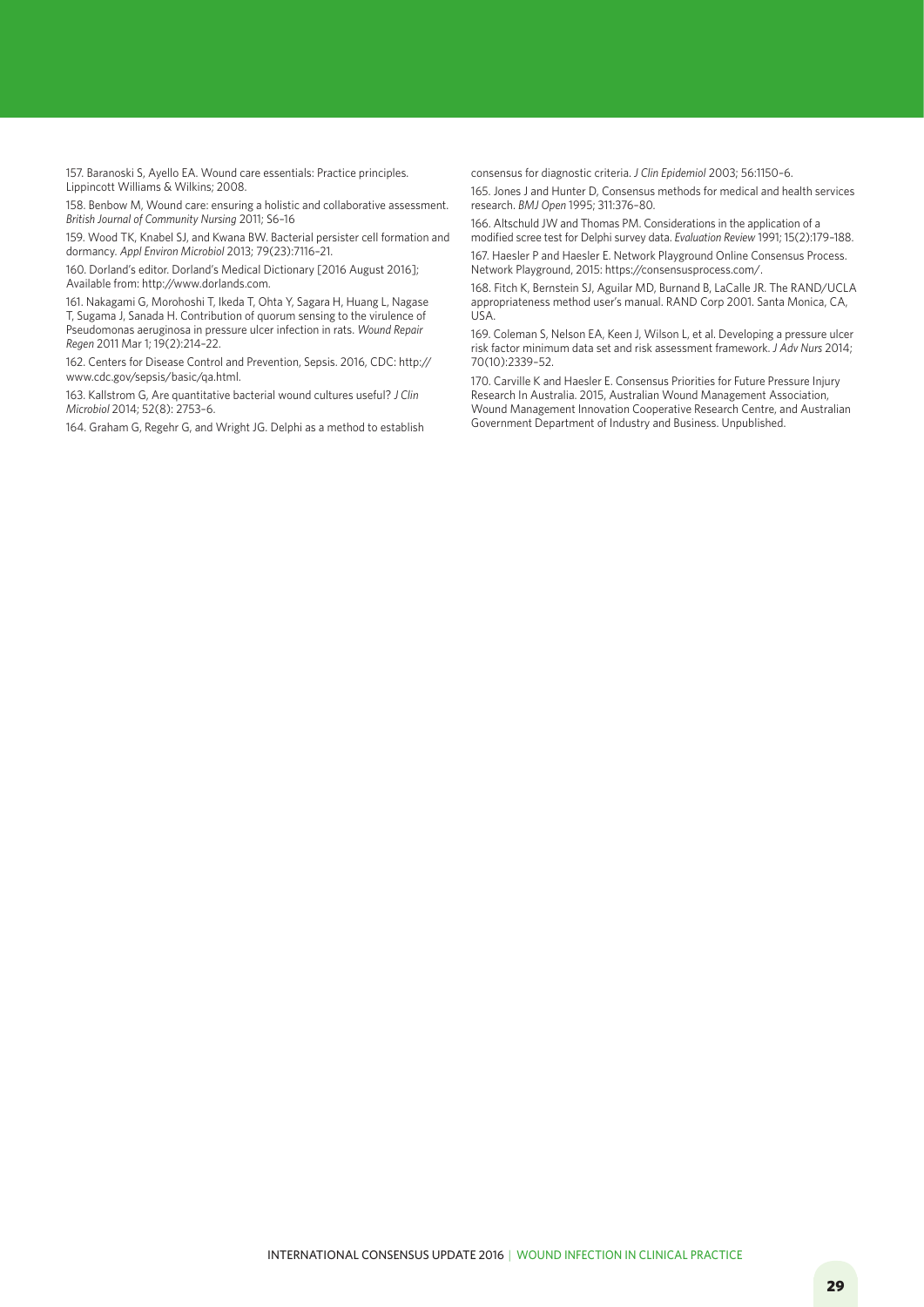157. Baranoski S, Ayello EA. Wound care essentials: Practice principles. Lippincott Williams & Wilkins; 2008.

158. Benbow M, Wound care: ensuring a holistic and collaborative assessment. *British Journal of Community Nursing* 2011; S6–16

159. Wood TK, Knabel SJ, and Kwana BW. Bacterial persister cell formation and dormancy. *Appl Environ Microbiol* 2013; 79(23):7116–21.

160. Dorland's editor. Dorland's Medical Dictionary [2016 August 2016]; Available from: http://www.dorlands.com.

161. Nakagami G, Morohoshi T, Ikeda T, Ohta Y, Sagara H, Huang L, Nagase T, Sugama J, Sanada H. Contribution of quorum sensing to the virulence of Pseudomonas aeruginosa in pressure ulcer infection in rats. *Wound Repair Regen* 2011 Mar 1; 19(2):214–22.

162. Centers for Disease Control and Prevention, Sepsis. 2016, CDC: http://www.cdc.gov/sepsis/basic/qa.html.

163. Kallstrom G, Are quantitative bacterial wound cultures useful? *J Clin Microbiol* 2014; 52(8): 2753–6.

164. Graham G, Regehr G, and Wright JG. Delphi as a method to establish consensus for diagnostic criteria. *J Clin Epidemiol* 2003; 56:1150–6.

165. Jones J and Hunter D, Consensus methods for medical and health services research. *BMJ Open* 1995; 311:376–80.

166. Altschuld JW and Thomas PM. Considerations in the application of a modified scree test for Delphi survey data. *Evaluation Review* 1991; 15(2):179–188.

167. Haesler P and Haesler E. Network Playground Online Consensus Process. Network Playground, 2015: https://consensusprocess.com/.

168. Fitch K, Bernstein SJ, Aguilar MD, Burnand B, LaCalle JR. The RAND/UCLA appropriateness method user's manual. RAND Corp 2001. Santa Monica, CA, USA.

169. Coleman S, Nelson EA, Keen J, Wilson L, et al. Developing a pressure ulcer risk factor minimum data set and risk assessment framework. *J Adv Nurs* 2014; 70(10):2339–52.

170. Carville K and Haesler E. Consensus Priorities for Future Pressure Injury Research In Australia. 2015, Australian Wound Management Association, Wound Management Innovation Cooperative Research Centre, and Australian Government Department of Industry and Business. Unpublished.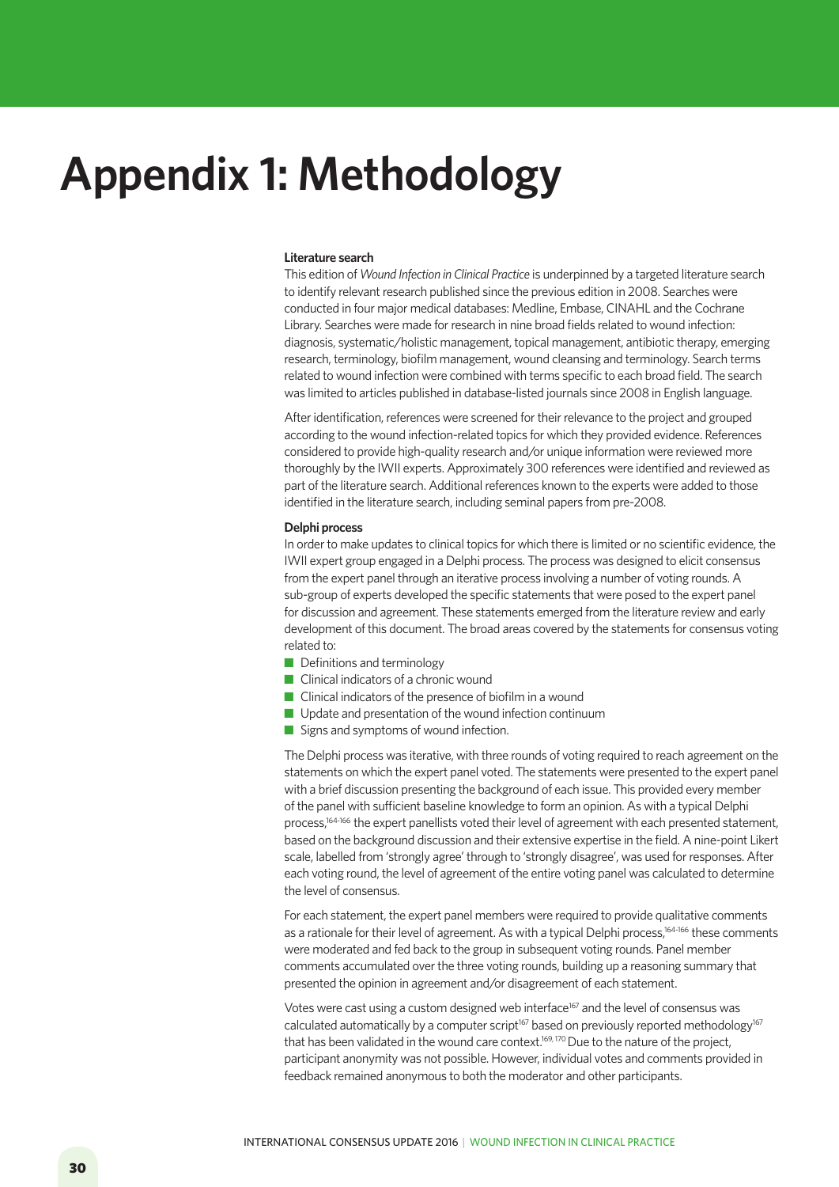# Appendix 1: Methodology

**Literature search**

This edition of *Wound Infection in Clinical Practice* is underpinned by a targeted literature search to identify relevant research published since the previous edition in 2008. Searches were conducted in four major medical databases: Medline, Embase, CINAHL and the Cochrane Library. Searches were made for research in nine broad fields related to wound infection: diagnosis, systematic/holistic management, topical management, antibiotic therapy, emerging research, terminology, biofilm management, wound cleansing and terminology. Search terms related to wound infection were combined with terms specific to each broad field. The search was limited to articles published in database-listed journals since 2008 in English language.

After identification, references were screened for their relevance to the project and grouped according to the wound infection-related topics for which they provided evidence. References considered to provide high-quality research and/or unique information were reviewed more thoroughly by the IWII experts. Approximately 300 references were identified and reviewed as part of the literature search. Additional references known to the experts were added to those identified in the literature search, including seminal papers from pre-2008.

**Delphi process**

In order to make updates to clinical topics for which there is limited or no scientific evidence, the IWII expert group engaged in a Delphi process. The process was designed to elicit consensus from the expert panel through an iterative process involving a number of voting rounds. A sub-group of experts developed the specific statements that were posed to the expert panel for discussion and agreement. These statements emerged from the literature review and early development of this document. The broad areas covered by the statements for consensus voting related to:

- Definitions and terminology
- Clinical indicators of a chronic wound
- Clinical indicators of the presence of biofilm in a wound
- Update and presentation of the wound infection continuum
- Signs and symptoms of wound infection.

The Delphi process was iterative, with three rounds of voting required to reach agreement on the statements on which the expert panel voted. The statements were presented to the expert panel with a brief discussion presenting the background of each issue. This provided every member of the panel with sufficient baseline knowledge to form an opinion. As with a typical Delphi process,[164-166] the expert panellists voted their level of agreement with each presented statement, based on the background discussion and their extensive expertise in the field. A nine-point Likert scale, labelled from 'strongly agree' through to 'strongly disagree', was used for responses. After each voting round, the level of agreement of the entire voting panel was calculated to determine the level of consensus.

For each statement, the expert panel members were required to provide qualitative comments as a rationale for their level of agreement. As with a typical Delphi process,[164-166] these comments were moderated and fed back to the group in subsequent voting rounds. Panel member comments accumulated over the three voting rounds, building up a reasoning summary that presented the opinion in agreement and/or disagreement of each statement.

Votes were cast using a custom designed web interface[167] and the level of consensus was calculated automatically by a computer script[167] based on previously reported methodology[167] that has been validated in the wound care context.[169, 170] Due to the nature of the project, participant anonymity was not possible. However, individual votes and comments provided in feedback remained anonymous to both the moderator and other participants.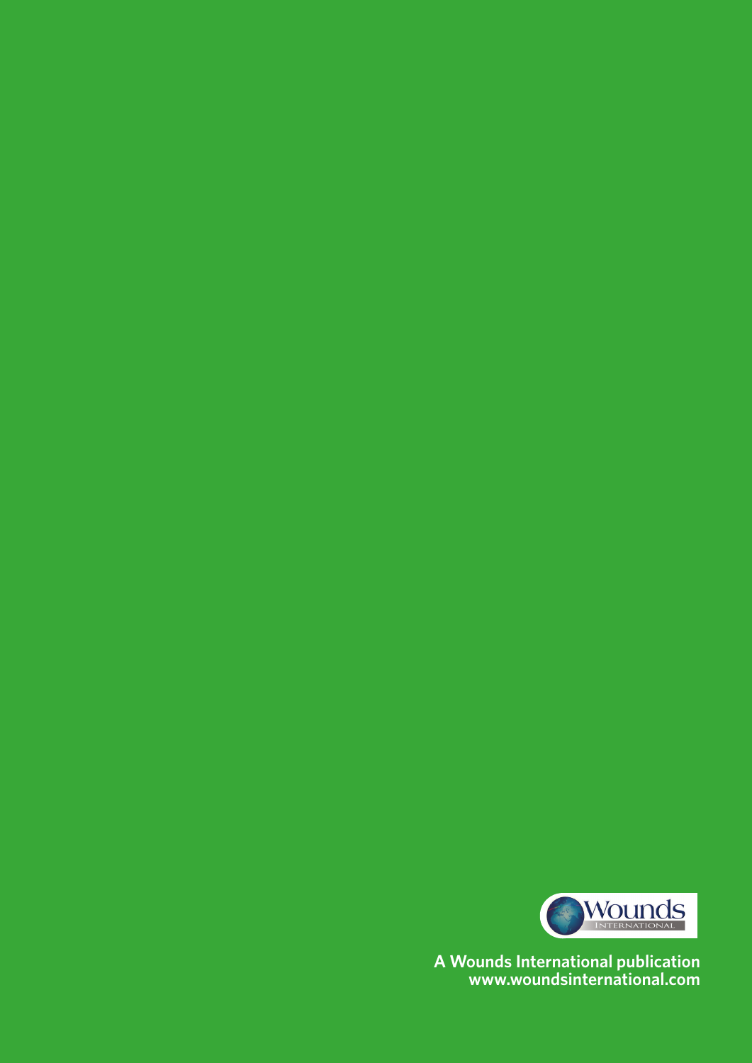A Wounds International publication
www.woundsinternational.com